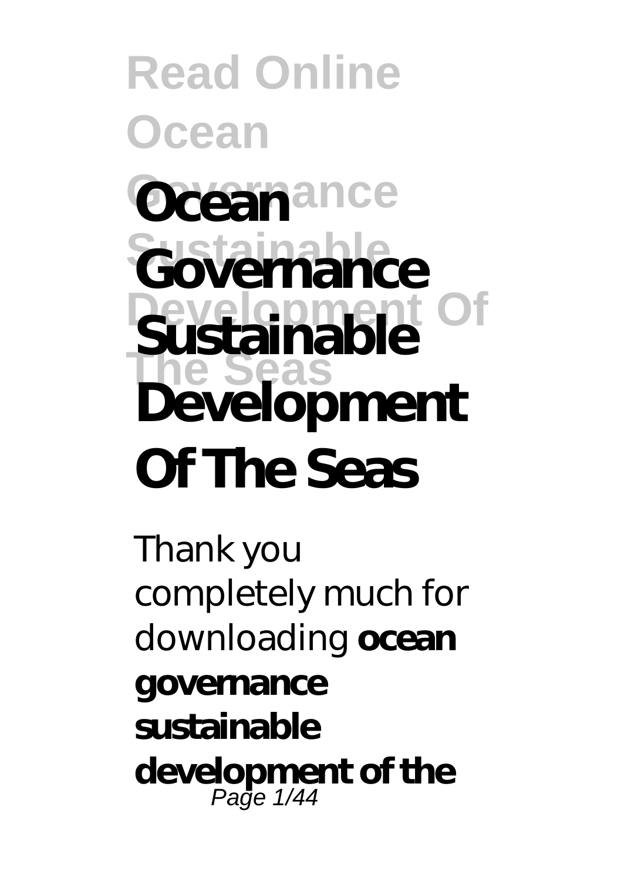# Ocean Governance Sustainable Development Of The Seas

Thank you completely much for downloading **ocean governance sustainable development of the**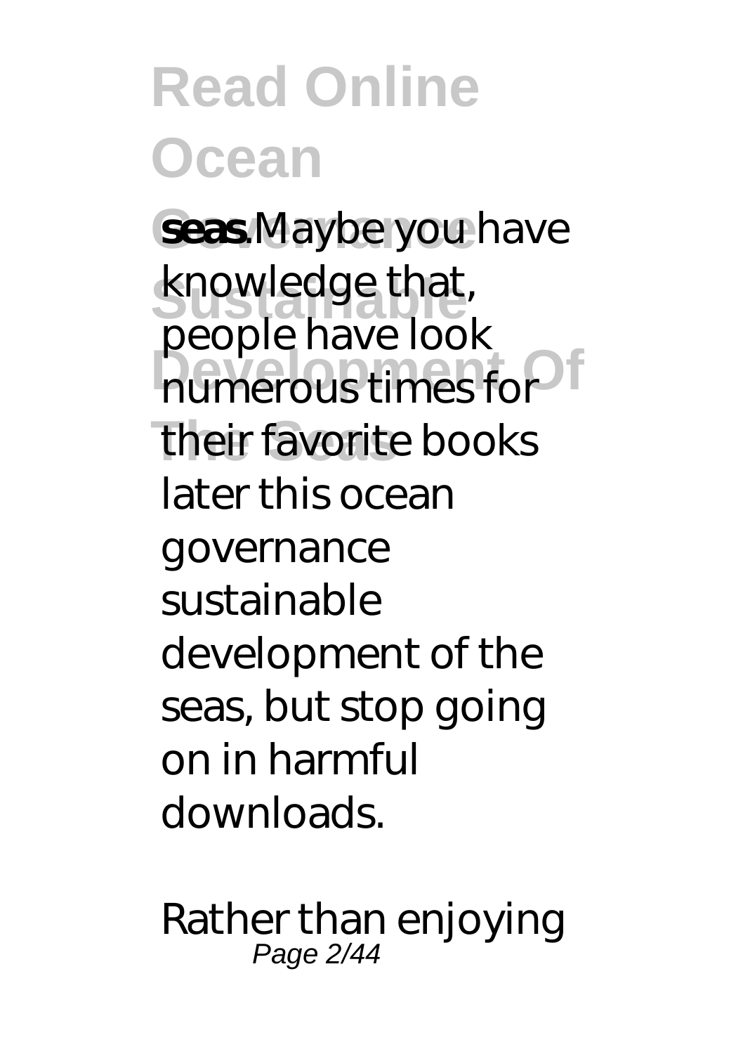**seas**.Maybe you have knowledge that, people have look numerous times for their favorite books later this ocean governance sustainable development of the seas, but stop going on in harmful downloads.

Rather than enjoying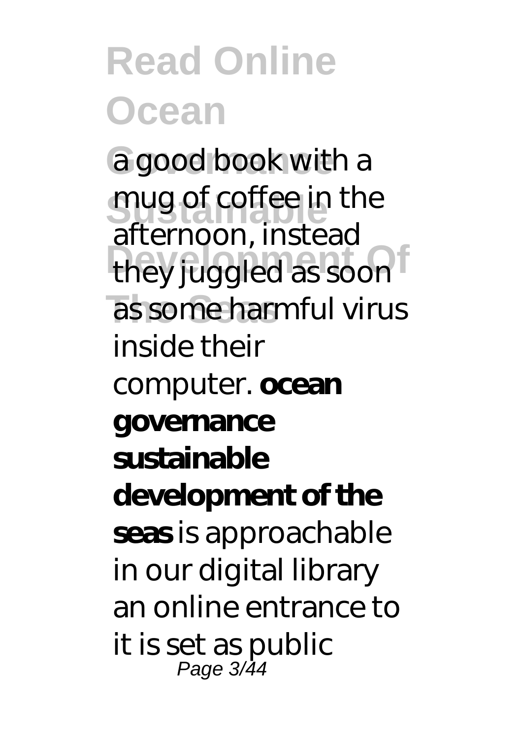a good book with a mug of coffee in the afternoon, instead they juggled as soon as some harmful virus inside their computer. **ocean governance sustainable development of the seas** is approachable in our digital library an online entrance to it is set as public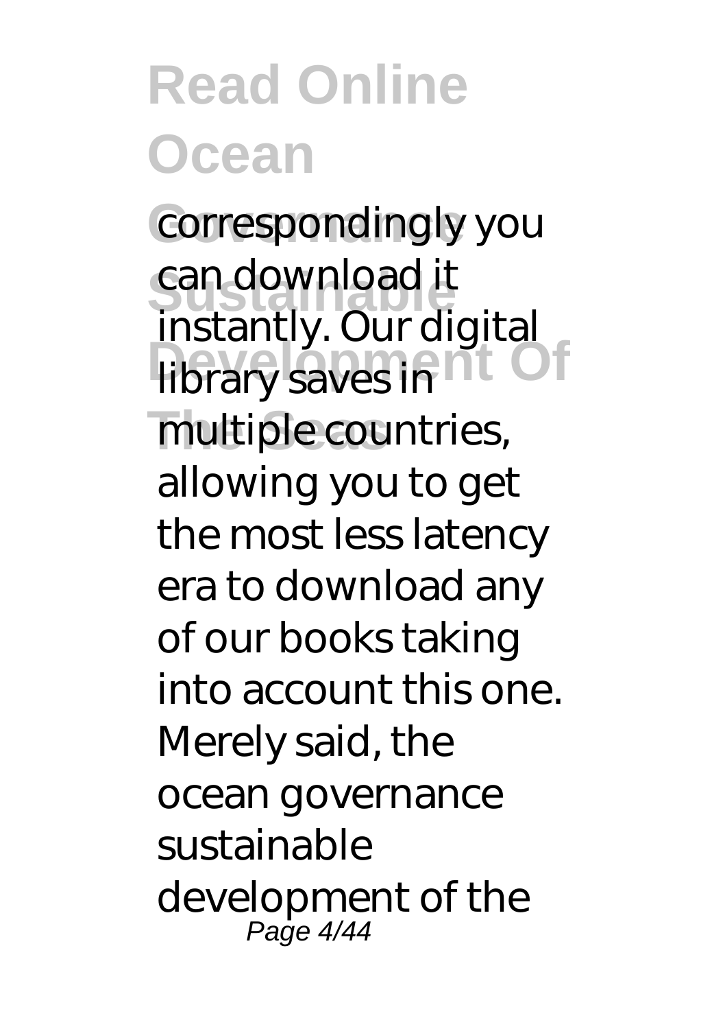correspondingly you can download it instantly. Our digital library saves in multiple countries, allowing you to get the most less latency era to download any of our books taking into account this one. Merely said, the ocean governance sustainable development of the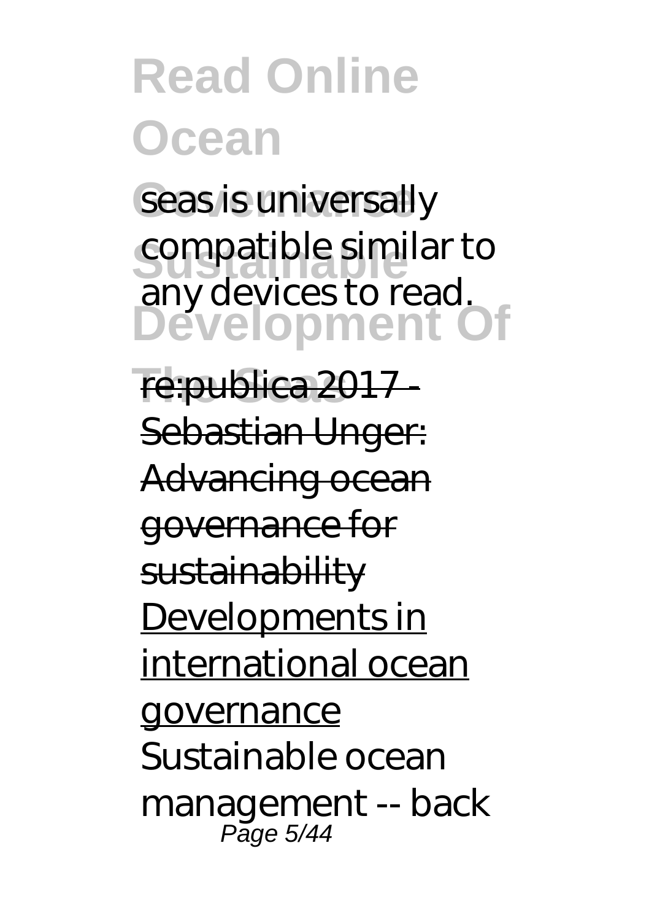seas is universally compatible similar to any devices to read.

re:publica 2017 - Sebastian Unger: Advancing ocean governance for sustainability

Developments in international ocean governance

*Sustainable ocean management -- back*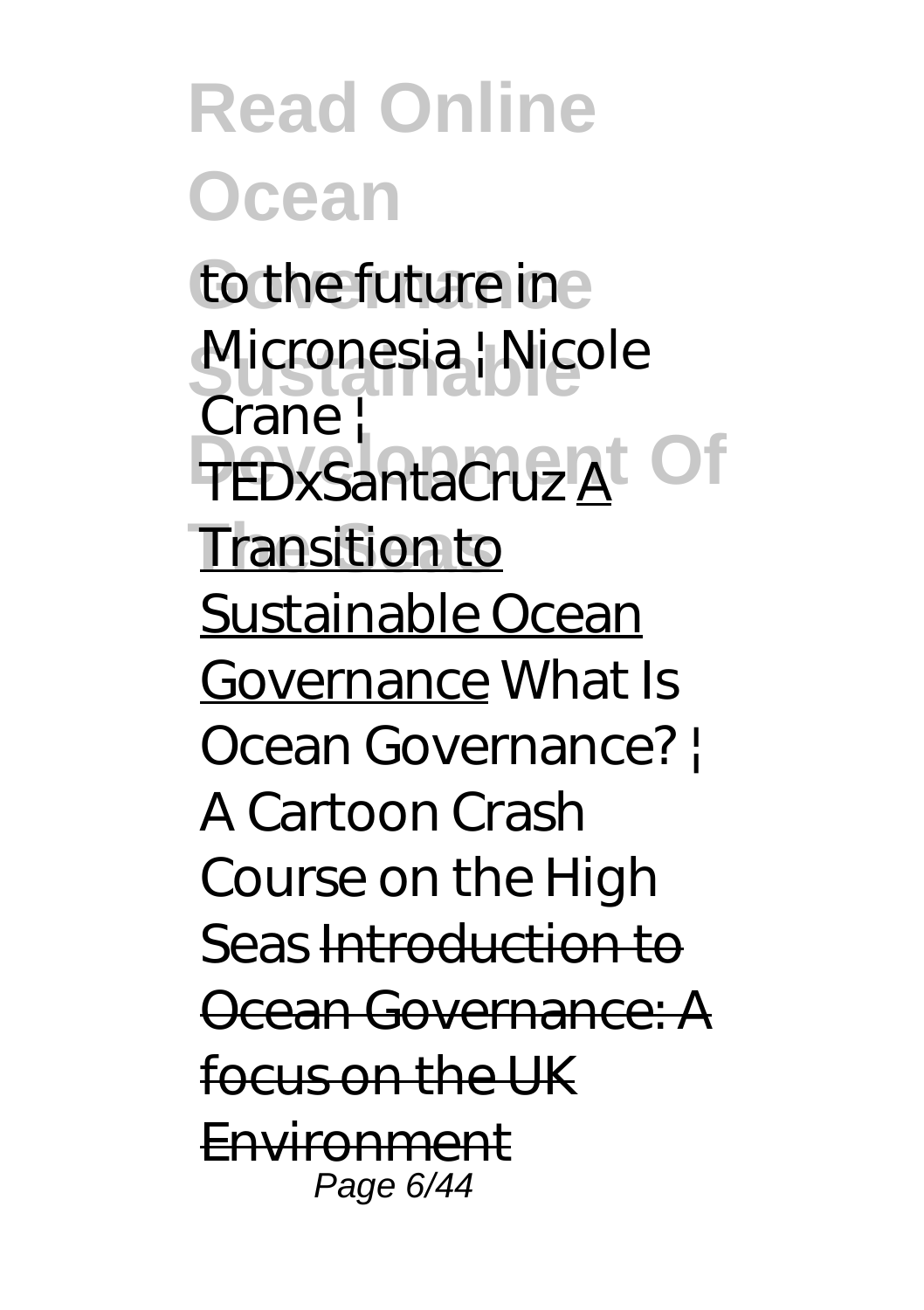*to the future in Micronesia | Nicole Crane | TEDxSantaCruz* A Transition to Sustainable Ocean Governance *What Is Ocean Governance? | A Cartoon Crash Course on the High Seas* ~~Introduction to Ocean Governance: A focus on the UK Environment~~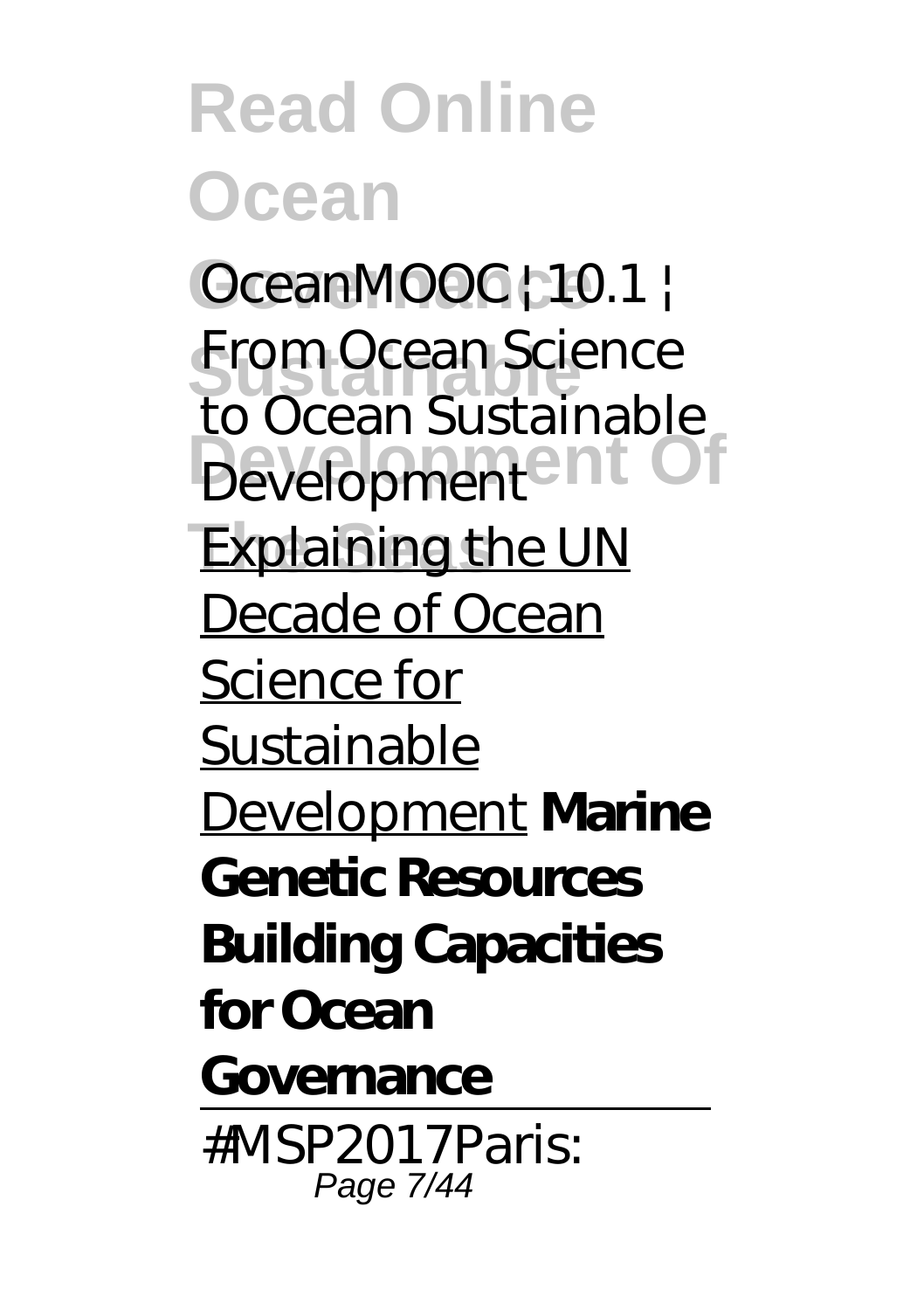*OceanMOOC | 10.1 | From Ocean Science to Ocean Sustainable Development* Explaining the UN Decade of Ocean Science for Sustainable Development **Marine Genetic Resources Building Capacities for Ocean Governance**

---

#MSP2017Paris: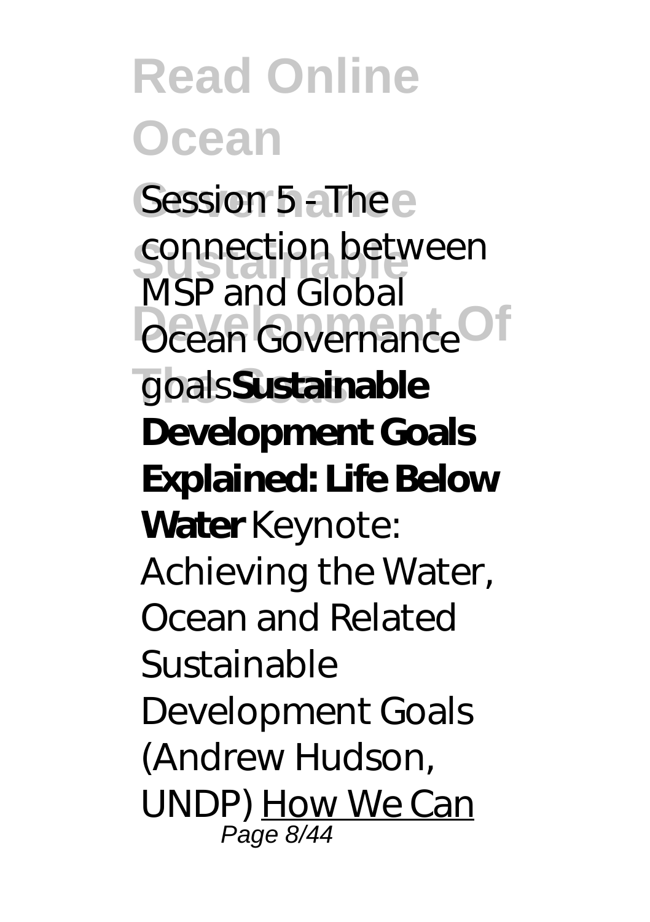*Session 5 - The connection between MSP and Global Ocean Governance goals* **Sustainable Development Goals Explained: Life Below Water** *Keynote: Achieving the Water, Ocean and Related Sustainable Development Goals (Andrew Hudson, UNDP)* How We Can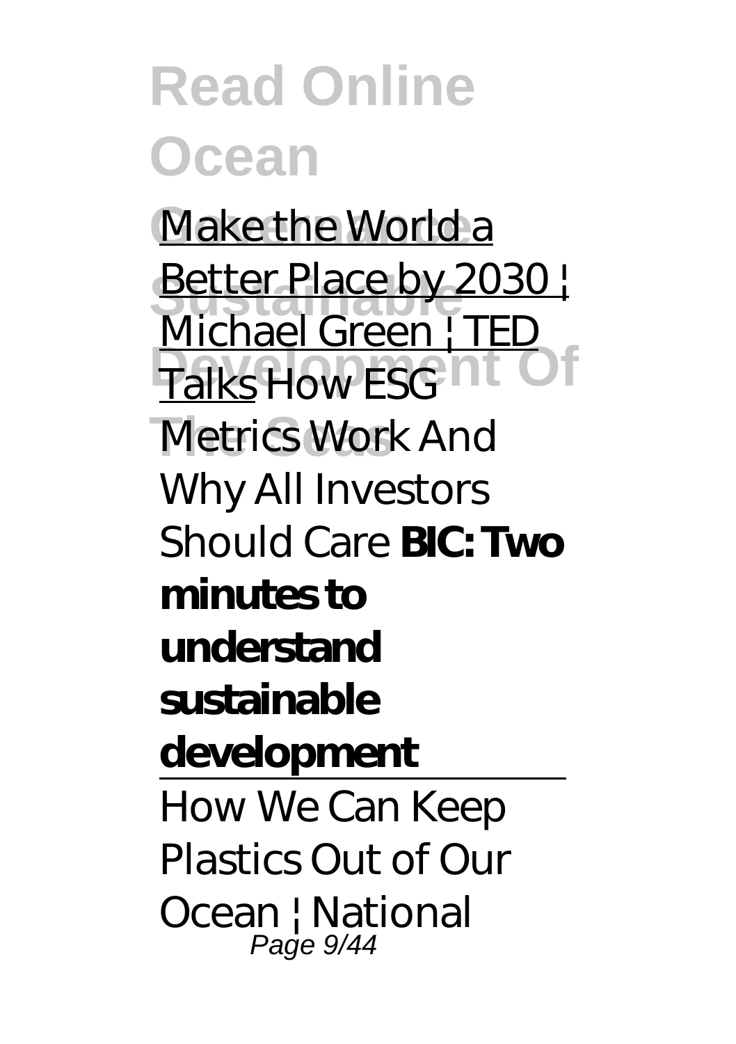Make the World a Better Place by 2030 | Michael Green | TED Talks *How ESG Metrics Work And Why All Investors Should Care* **BIC: Two minutes to understand sustainable development**

How We Can Keep Plastics Out of Our Ocean | National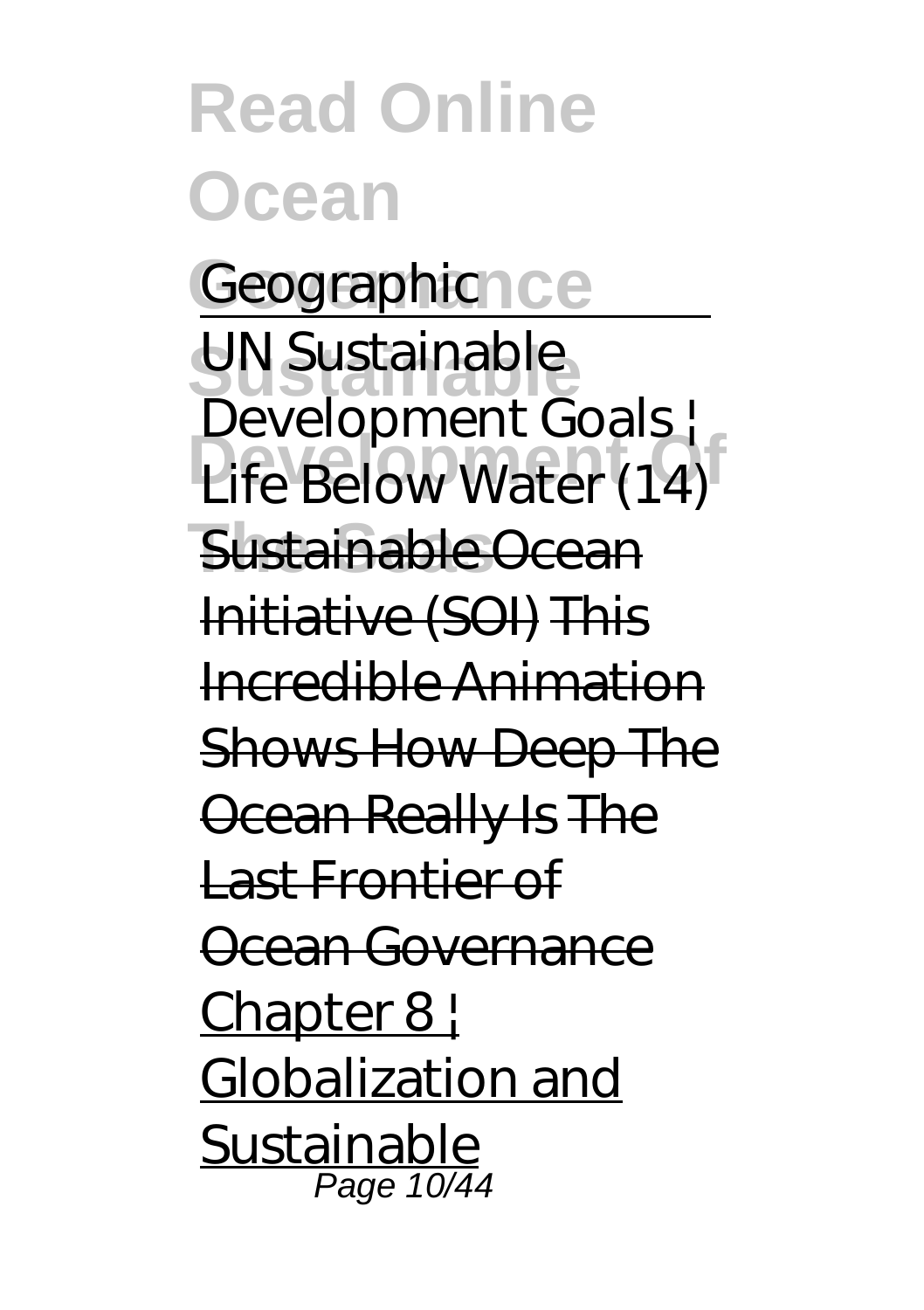Geographic

UN Sustainable Development Goals | Life Below Water (14) Sustainable Ocean Initiative (SOI) This Incredible Animation Shows How Deep The Ocean Really Is The Last Frontier of Ocean Governance Chapter 8 | Globalization and Sustainable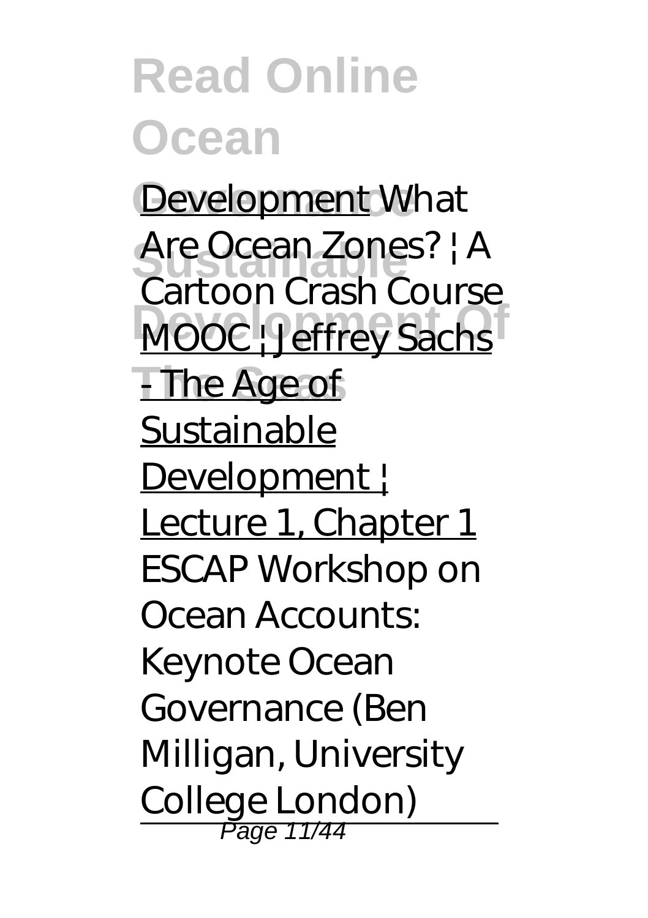Development *What Are Ocean Zones? | A Cartoon Crash Course* MOOC | Jeffrey Sachs - The Age of Sustainable Development | Lecture 1, Chapter 1 *ESCAP Workshop on Ocean Accounts: Keynote Ocean Governance (Ben Milligan, University College London)*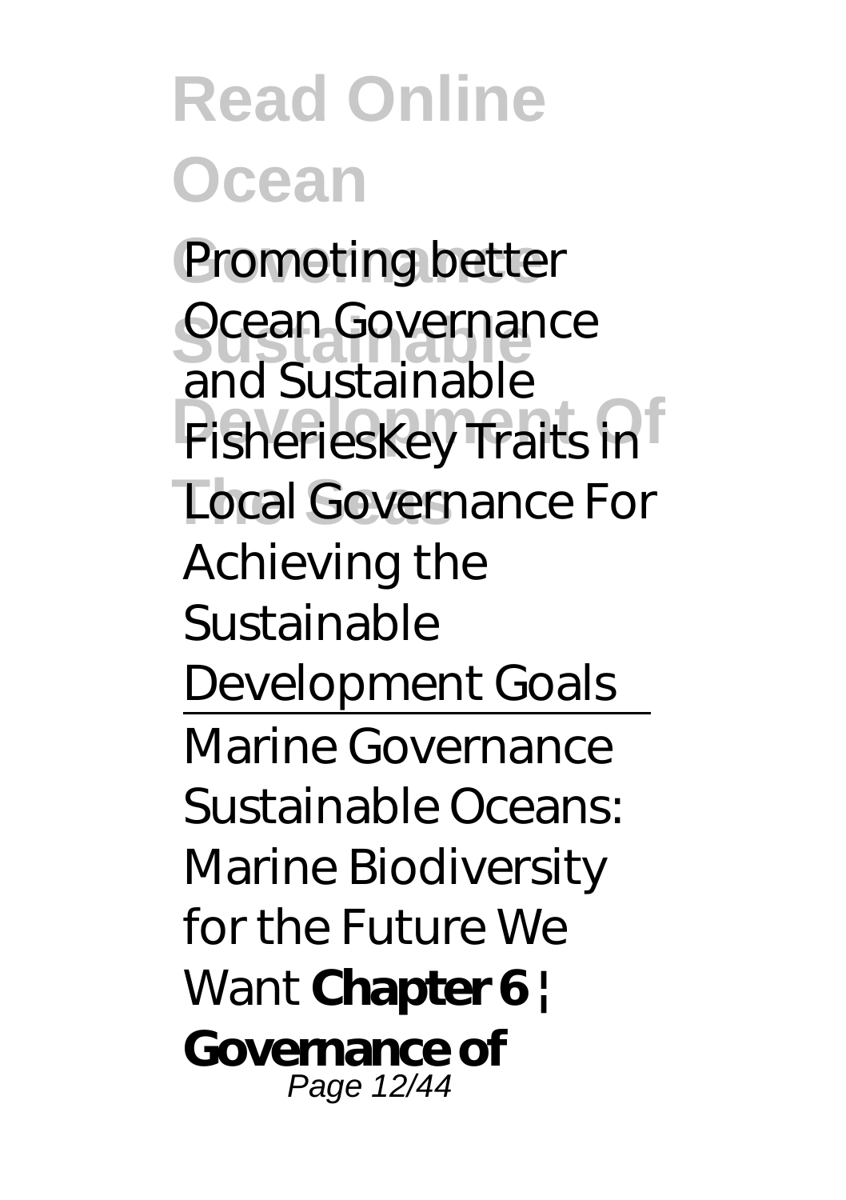*Promoting better Ocean Governance and Sustainable Fisheries**Key Traits in Local Governance For Achieving the Sustainable Development Goals*

---

Marine Governance *Sustainable Oceans: Marine Biodiversity for the Future We Want* **Chapter 6 | Governance of**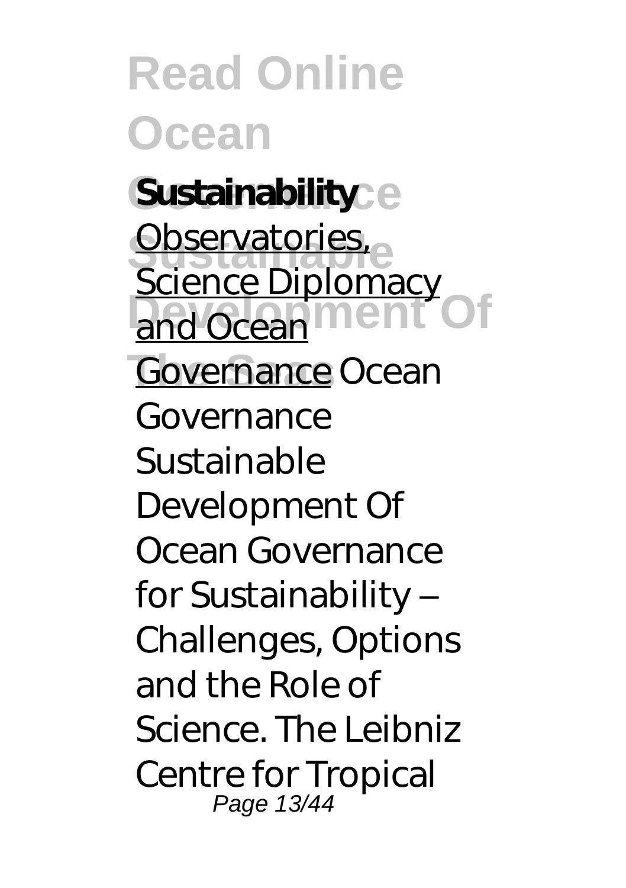**Sustainability**

Observatories, Science Diplomacy and Ocean Governance Ocean Governance Sustainable Development Of Ocean Governance for Sustainability – Challenges, Options and the Role of Science. The Leibniz Centre for Tropical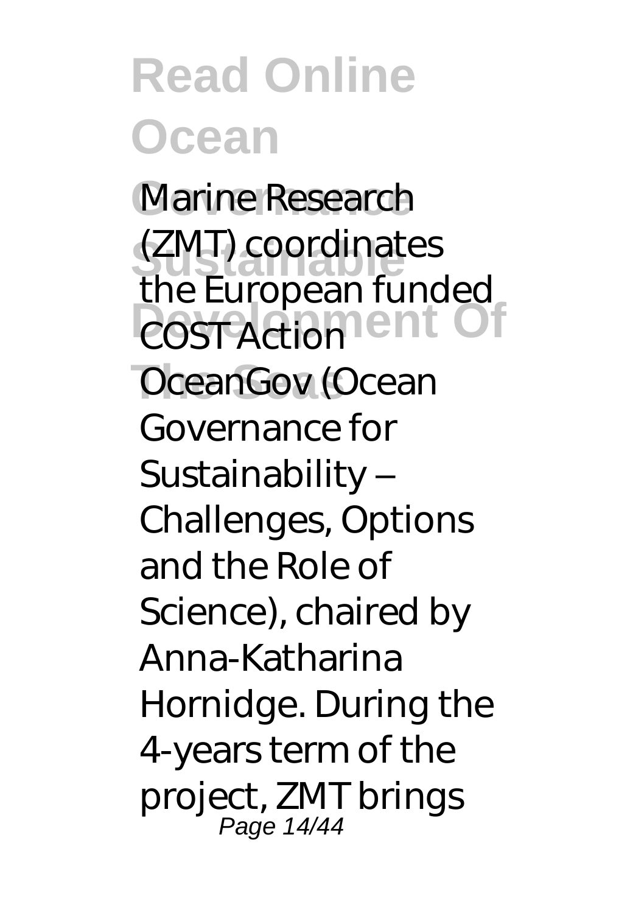Marine Research (ZMT) coordinates the European funded COST Action OceanGov (Ocean Governance for Sustainability – Challenges, Options and the Role of Science), chaired by Anna-Katharina Hornidge. During the 4-years term of the project, ZMT brings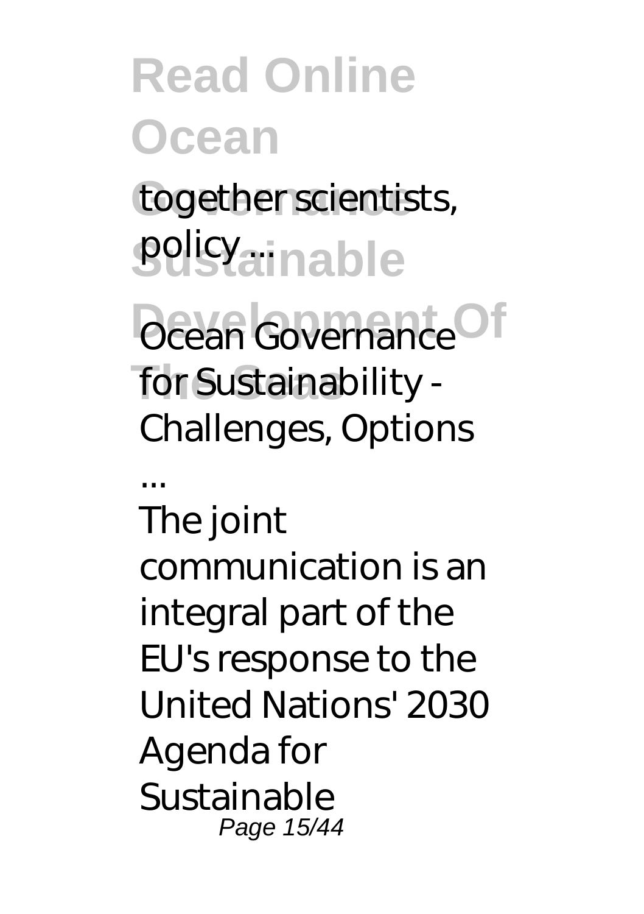together scientists, policy ...

*Ocean Governance for Sustainability - Challenges, Options ...*

The joint communication is an integral part of the EU's response to the United Nations' 2030 Agenda for Sustainable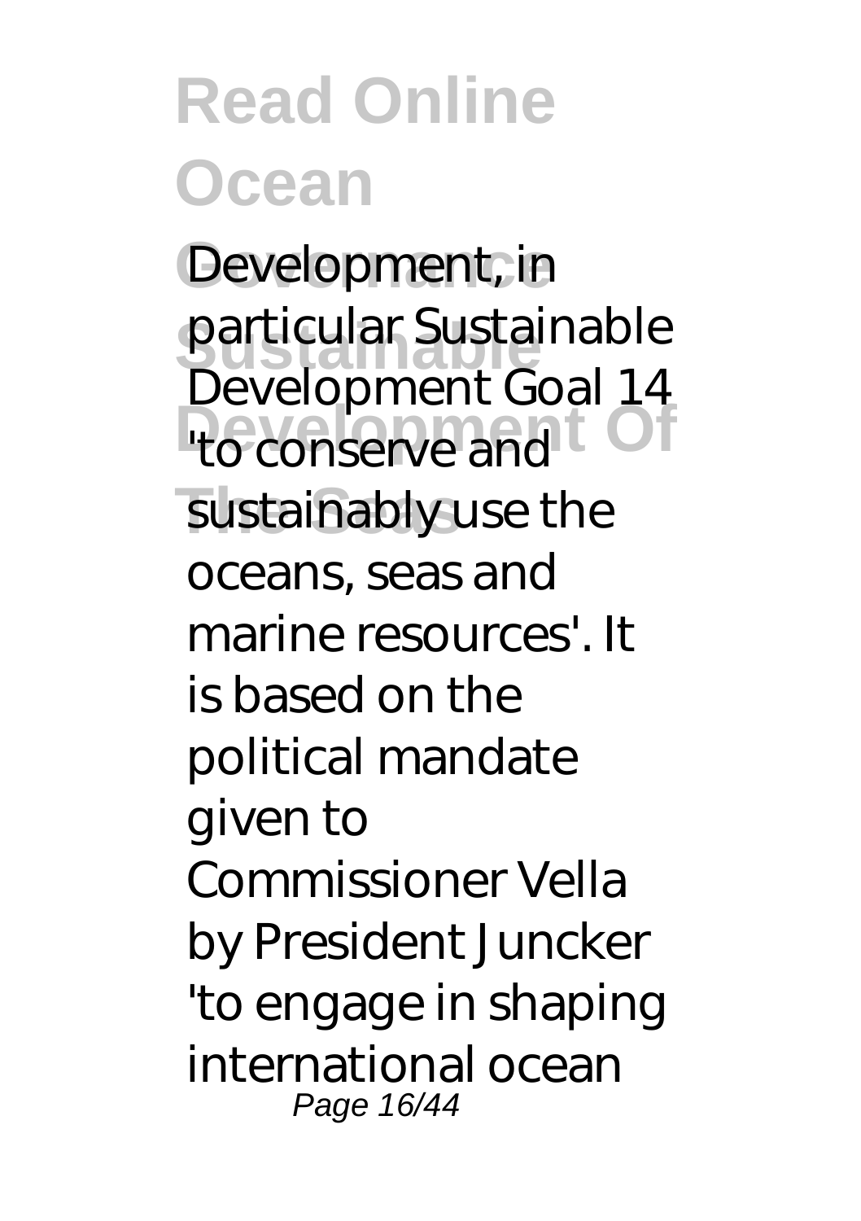Development, in particular Sustainable Development Goal 14 'to conserve and sustainably use the oceans, seas and marine resources'. It is based on the political mandate given to Commissioner Vella by President Juncker 'to engage in shaping international ocean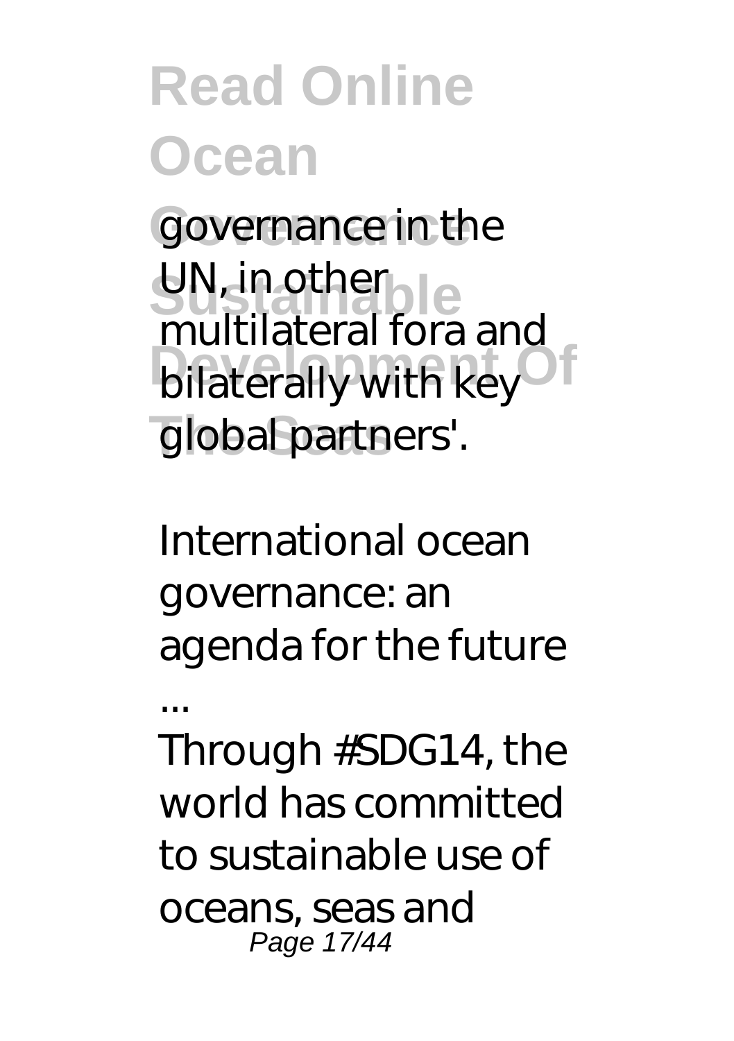governance in the UN, in other multilateral fora and bilaterally with key global partners'.

International ocean governance: an agenda for the future ...

Through #SDG14, the world has committed to sustainable use of oceans, seas and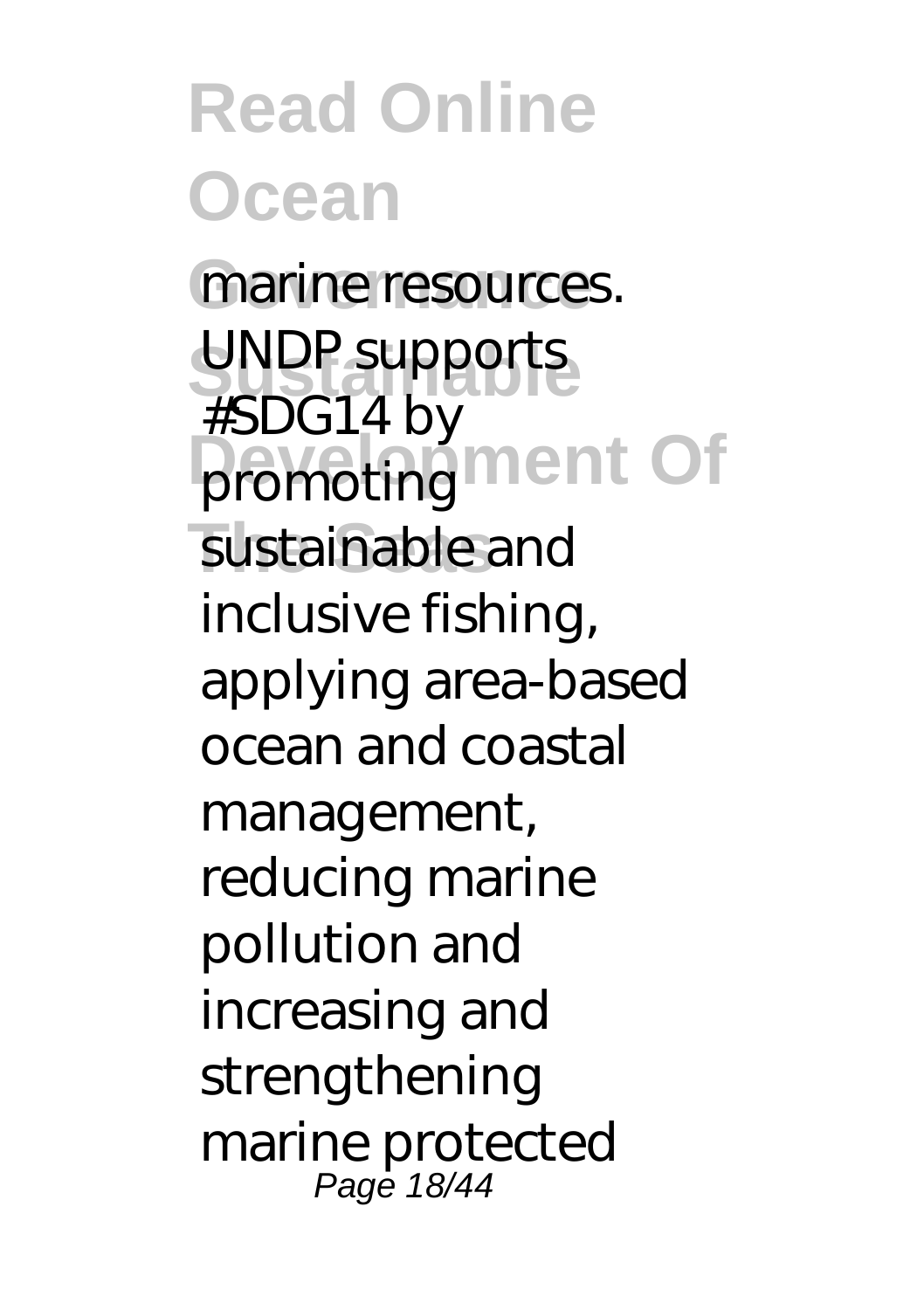marine resources. UNDP supports #SDG14 by promoting sustainable and inclusive fishing, applying area-based ocean and coastal management, reducing marine pollution and increasing and strengthening marine protected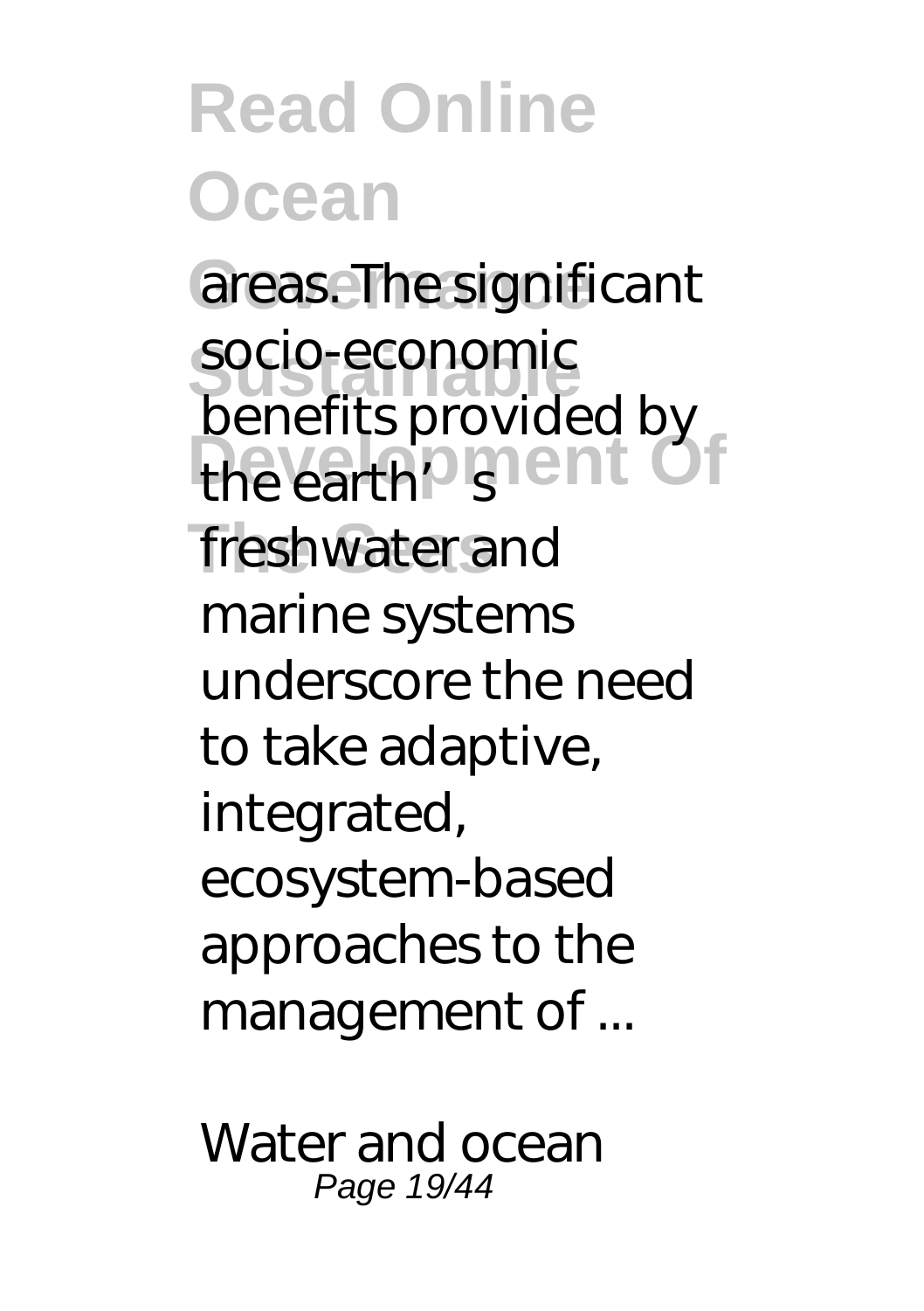areas. The significant socio-economic benefits provided by the earth's freshwater and marine systems underscore the need to take adaptive, integrated, ecosystem-based approaches to the management of ...

*Water and ocean*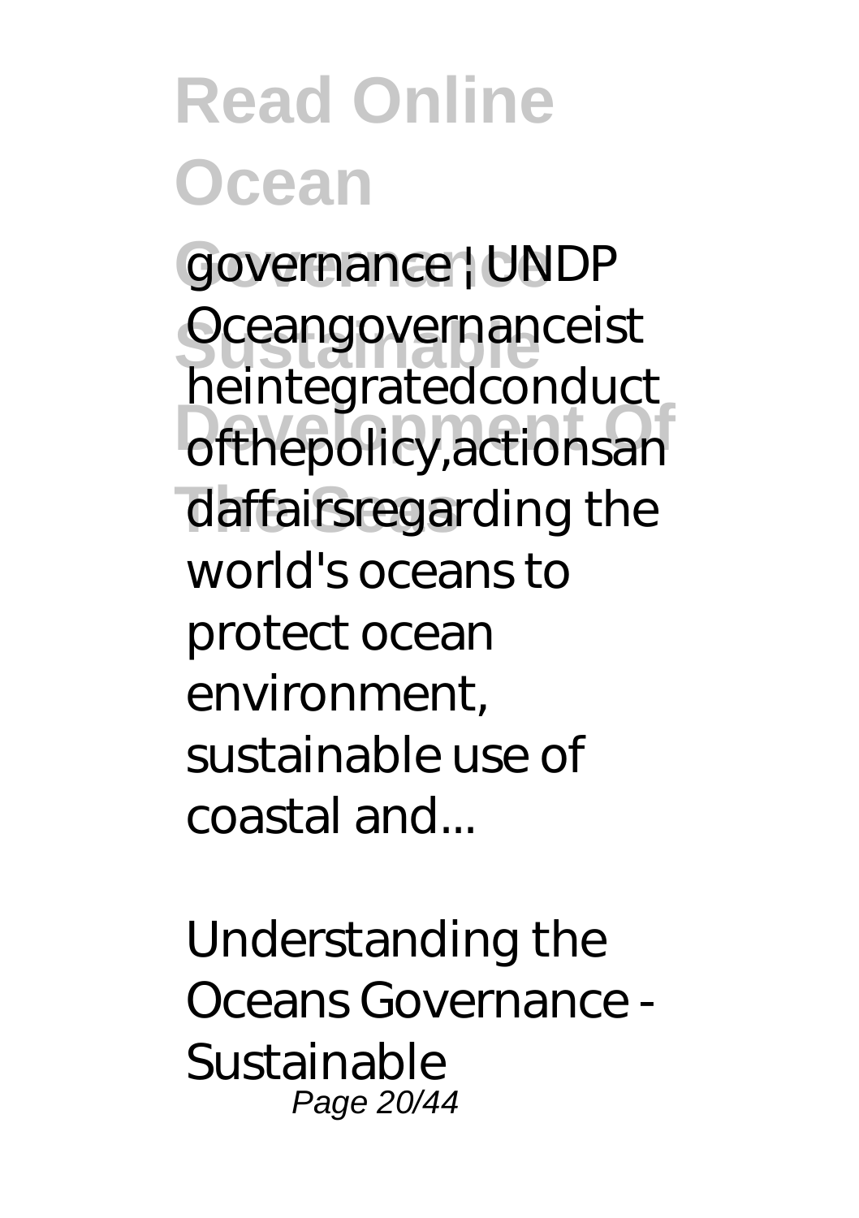governance | UNDP
Oceangovernanceist heintegratedconduct ofthepolicy,actionsan daffairsregarding the world's oceans to protect ocean environment, sustainable use of coastal and...

*Understanding the Oceans Governance - Sustainable*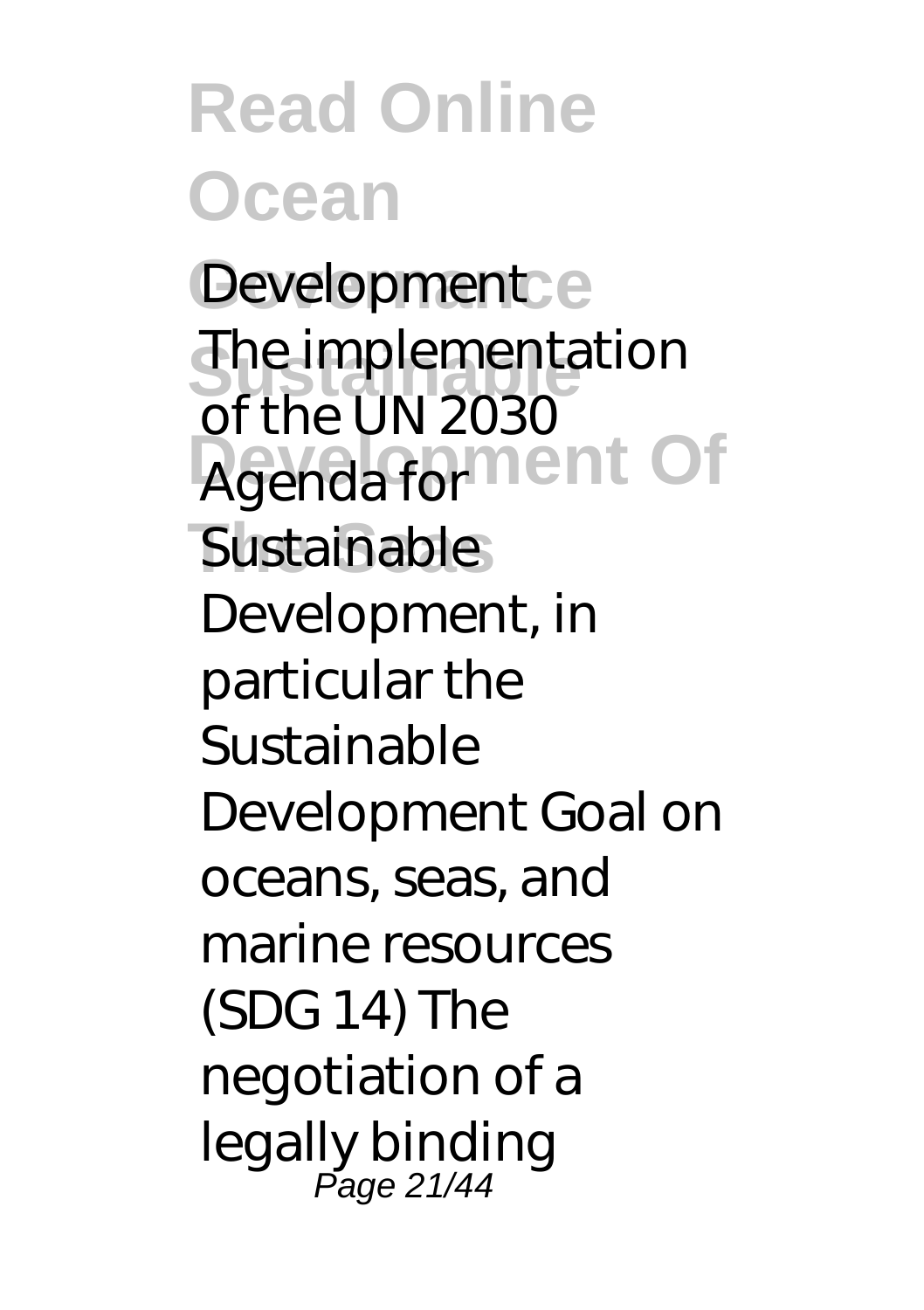Development
The implementation of the UN 2030 Agenda for Sustainable Development, in particular the Sustainable Development Goal on oceans, seas, and marine resources (SDG 14) The negotiation of a legally binding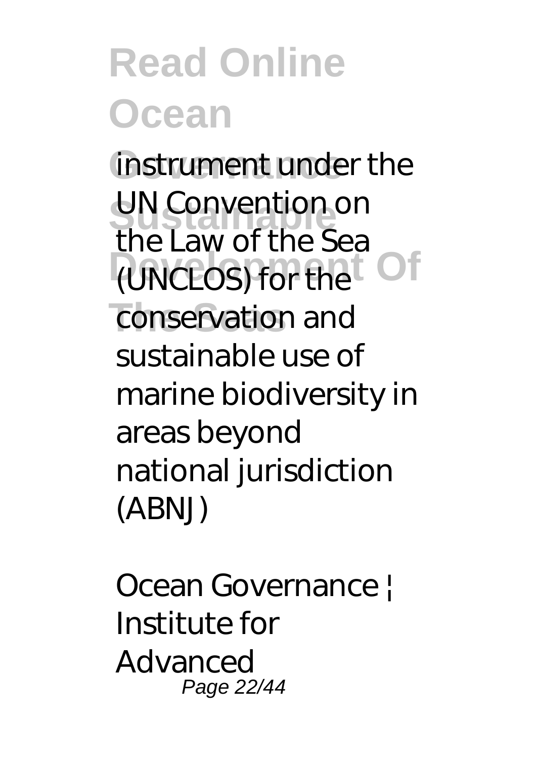instrument under the UN Convention on the Law of the Sea (UNCLOS) for the conservation and sustainable use of marine biodiversity in areas beyond national jurisdiction (ABNJ)

*Ocean Governance | Institute for Advanced*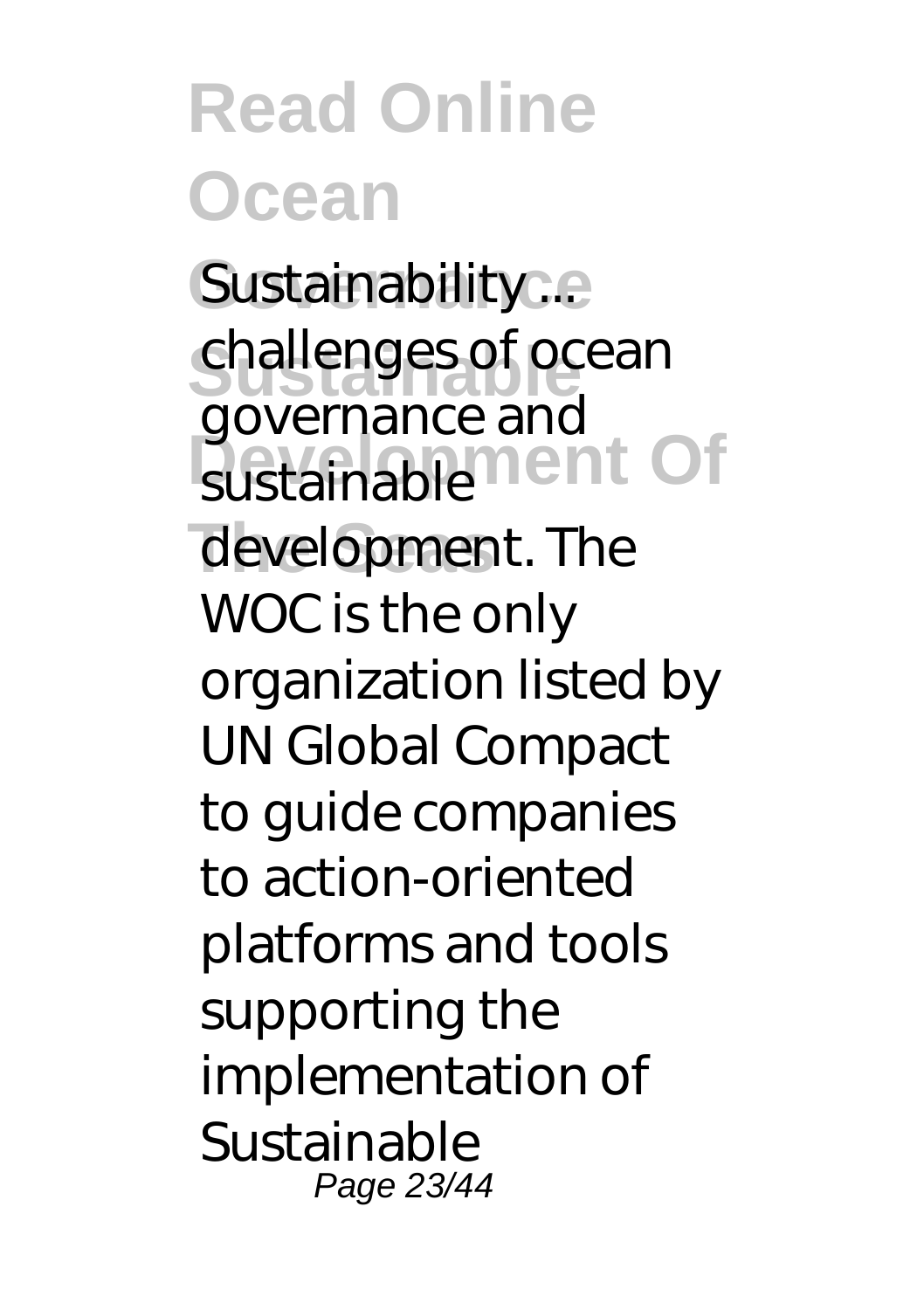Sustainability ... challenges of ocean governance and sustainable development. The WOC is the only organization listed by UN Global Compact to guide companies to action-oriented platforms and tools supporting the implementation of Sustainable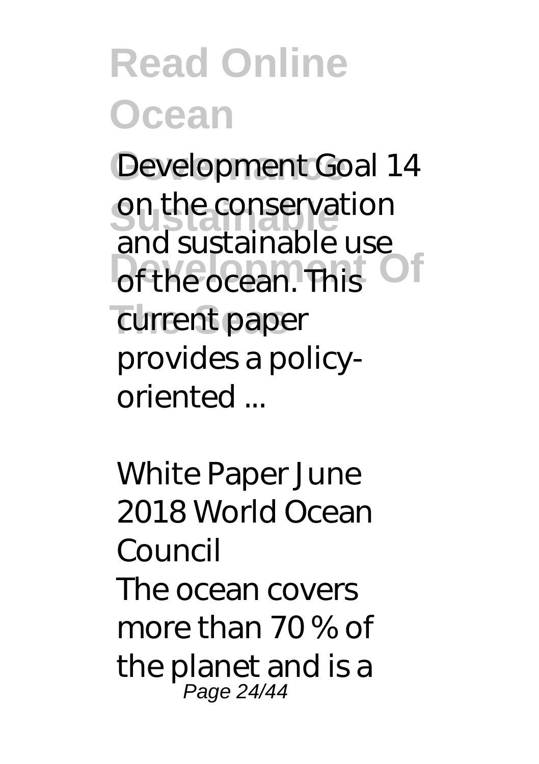Development Goal 14 on the conservation and sustainable use of the ocean. This current paper provides a policy-oriented ...

*White Paper June 2018 World Ocean Council*

The ocean covers more than 70 % of the planet and is a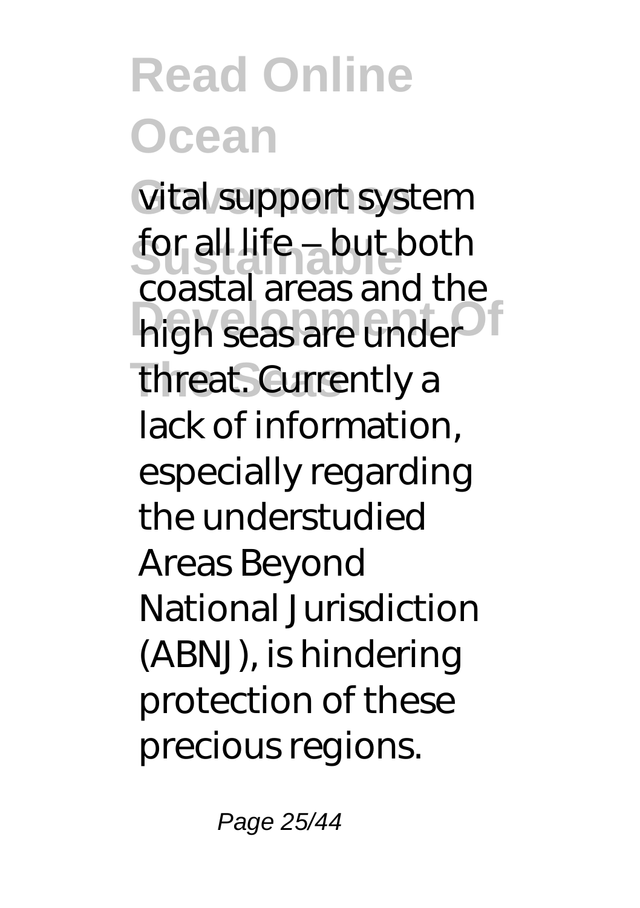vital support system for all life – but both coastal areas and the high seas are under threat. Currently a lack of information, especially regarding the understudied Areas Beyond National Jurisdiction (ABNJ), is hindering protection of these precious regions.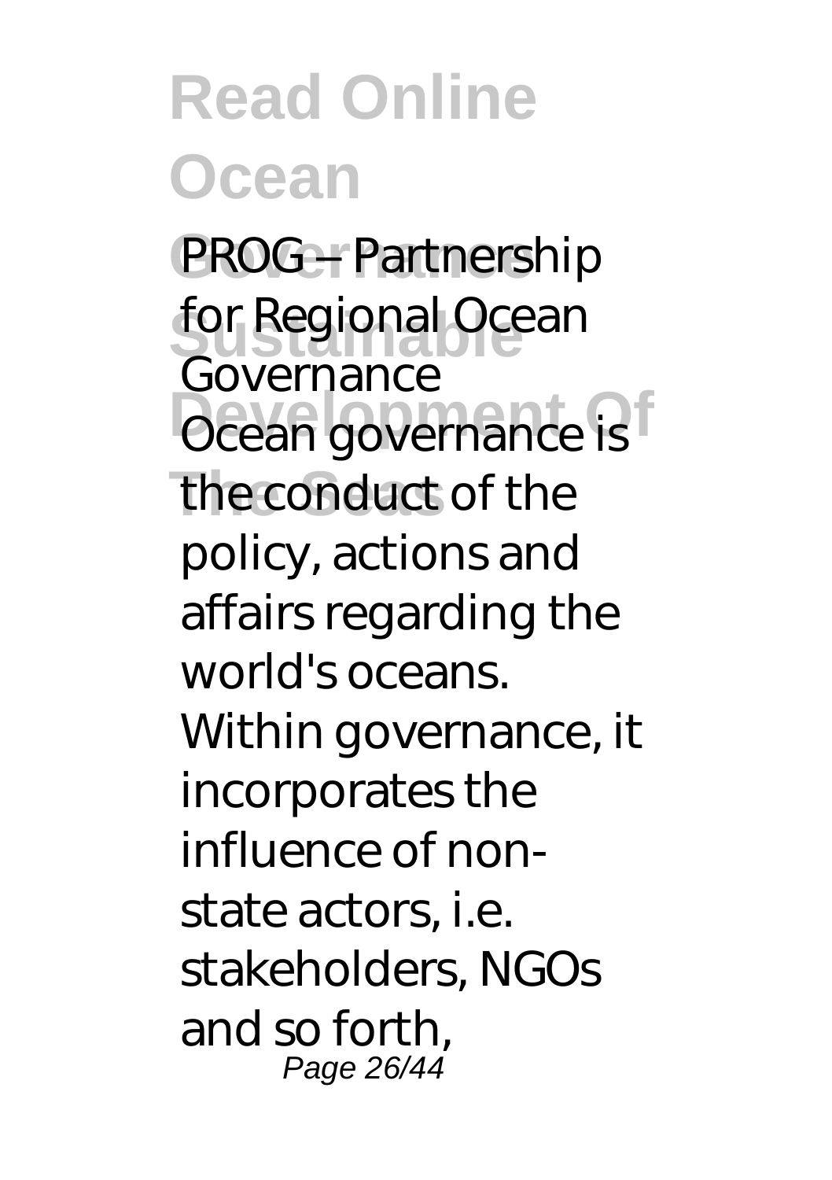PROG – Partnership for Regional Ocean Governance

Ocean governance is the conduct of the policy, actions and affairs regarding the world's oceans. Within governance, it incorporates the influence of non-state actors, i.e. stakeholders, NGOs and so forth,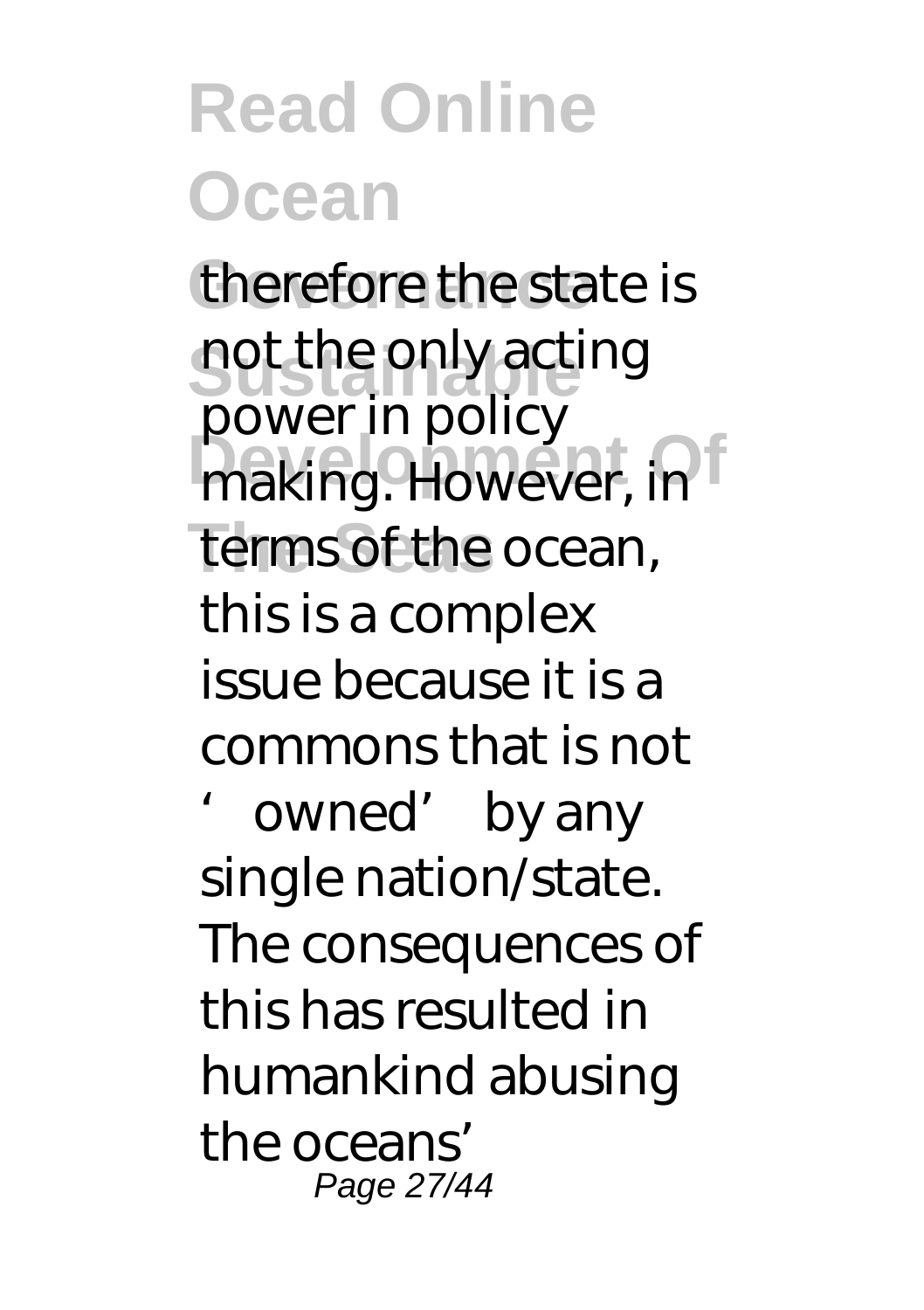therefore the state is not the only acting power in policy making. However, in terms of the ocean, this is a complex issue because it is a commons that is not 'owned' by any single nation/state. The consequences of this has resulted in humankind abusing the oceans'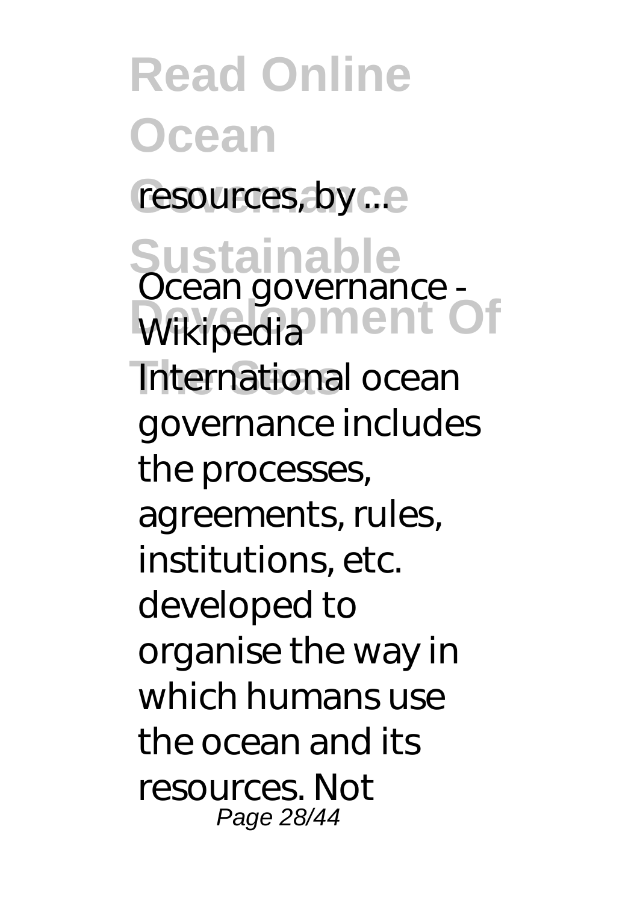resources, by ...

*Ocean governance - Wikipedia*

International ocean governance includes the processes, agreements, rules, institutions, etc. developed to organise the way in which humans use the ocean and its resources. Not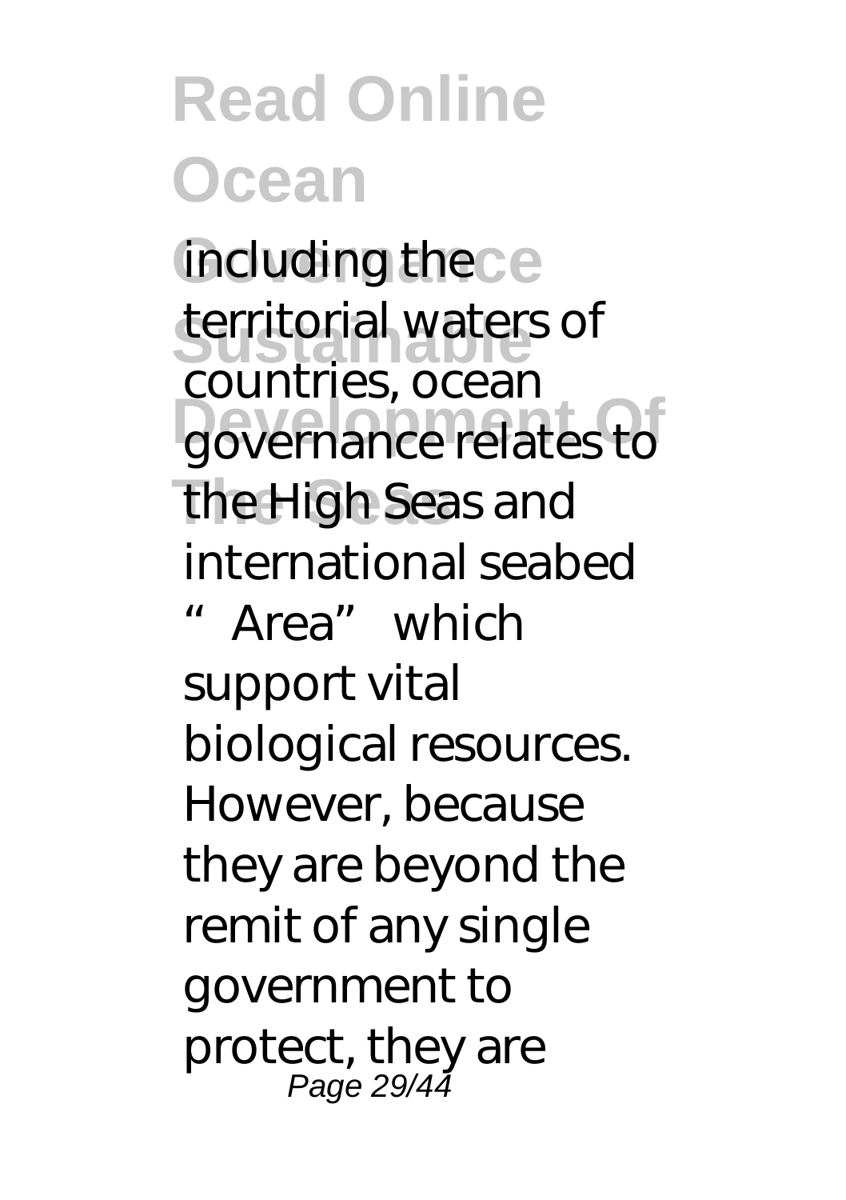including the territorial waters of countries, ocean governance relates to the High Seas and international seabed "Area" which support vital biological resources. However, because they are beyond the remit of any single government to protect, they are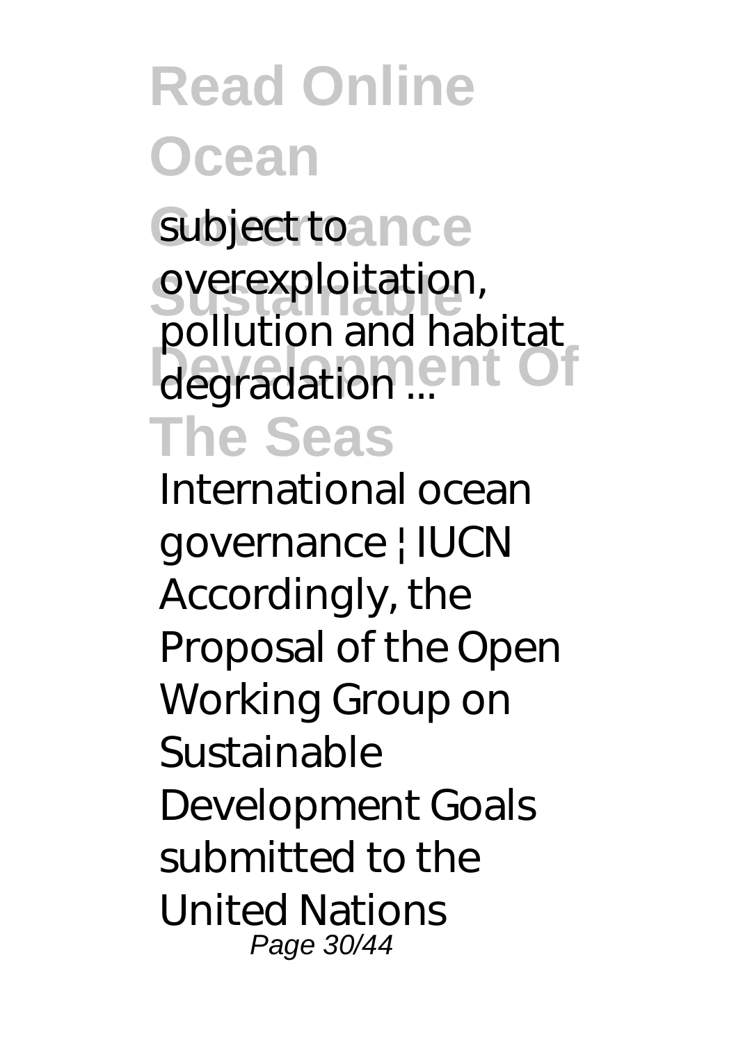subject to overexploitation, pollution and habitat degradation ...

International ocean governance | IUCN
Accordingly, the Proposal of the Open Working Group on Sustainable Development Goals submitted to the United Nations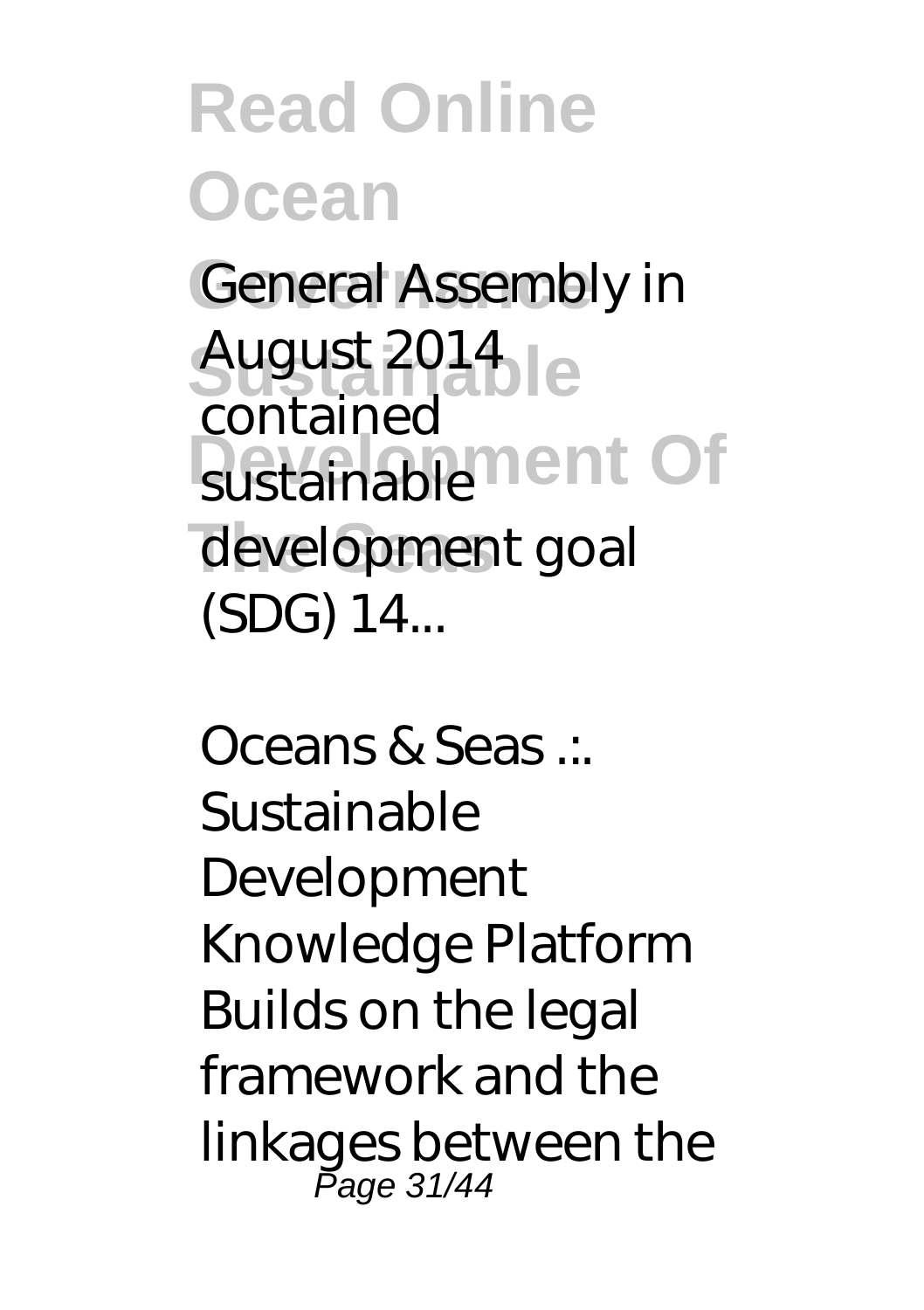General Assembly in August 2014 contained sustainable development goal (SDG) 14...

*Oceans & Seas .:. Sustainable Development Knowledge Platform*

Builds on the legal framework and the linkages between the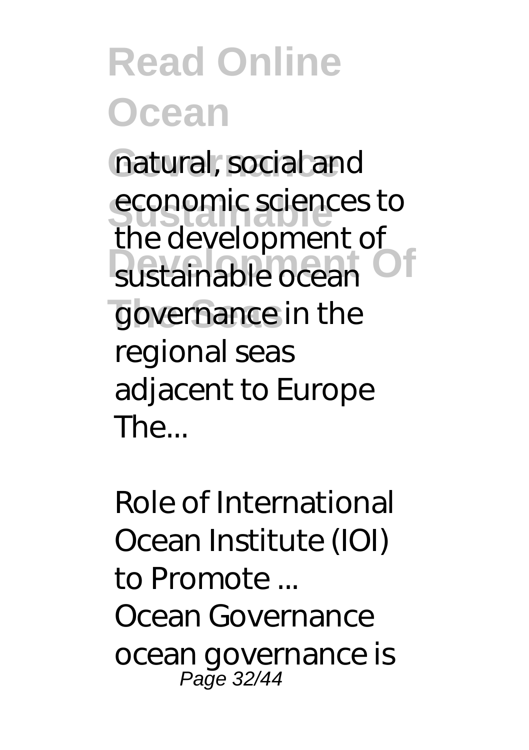natural, social and economic sciences to the development of sustainable ocean governance in the regional seas adjacent to Europe The...

*Role of International Ocean Institute (IOI) to Promote ...*

Ocean Governance ocean governance is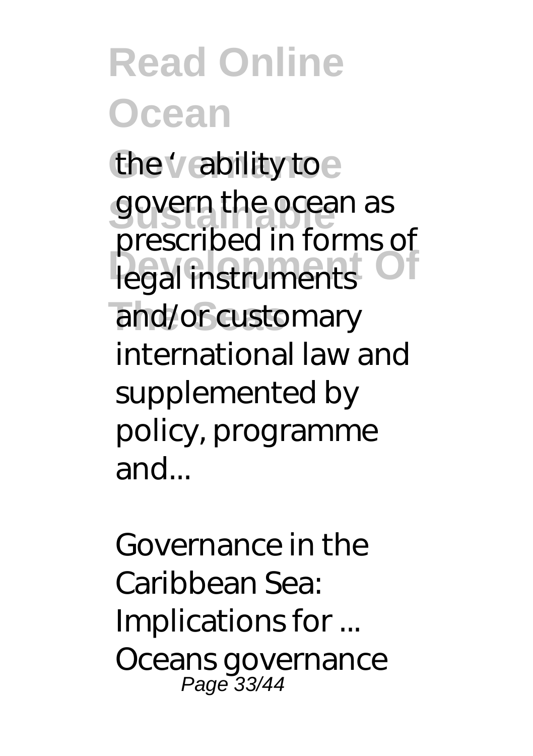the 'ability to govern the ocean as prescribed in forms of legal instruments and/or customary international law and supplemented by policy, programme and...

*Governance in the Caribbean Sea: Implications for ...*

*Oceans governance*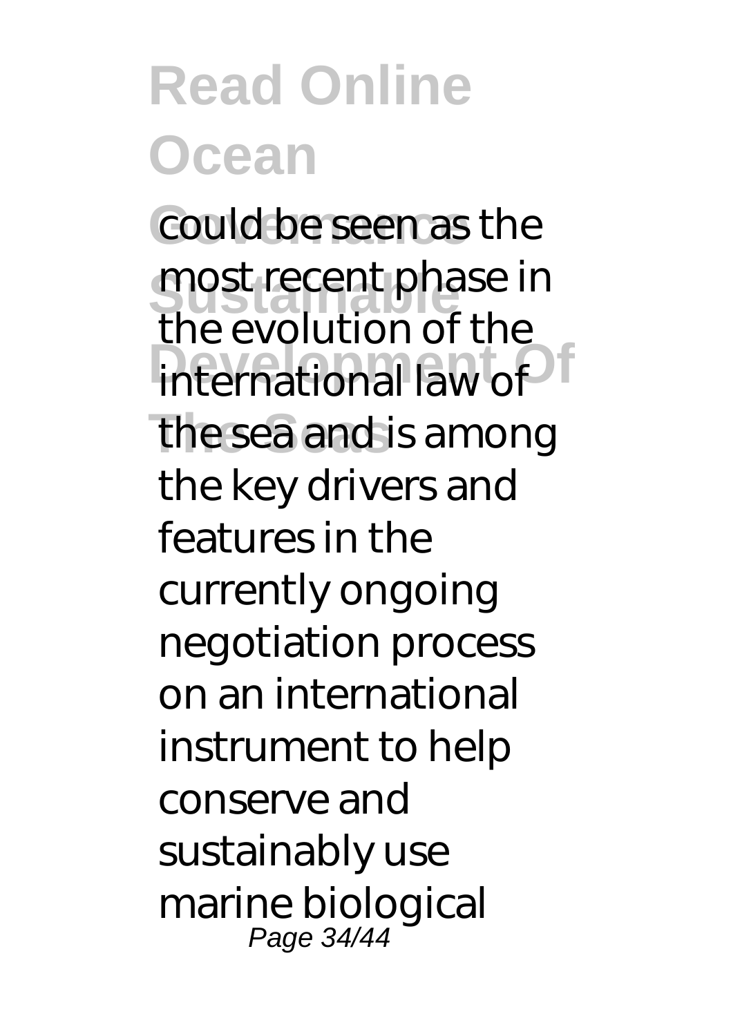could be seen as the most recent phase in the evolution of the international law of the sea and is among the key drivers and features in the currently ongoing negotiation process on an international instrument to help conserve and sustainably use marine biological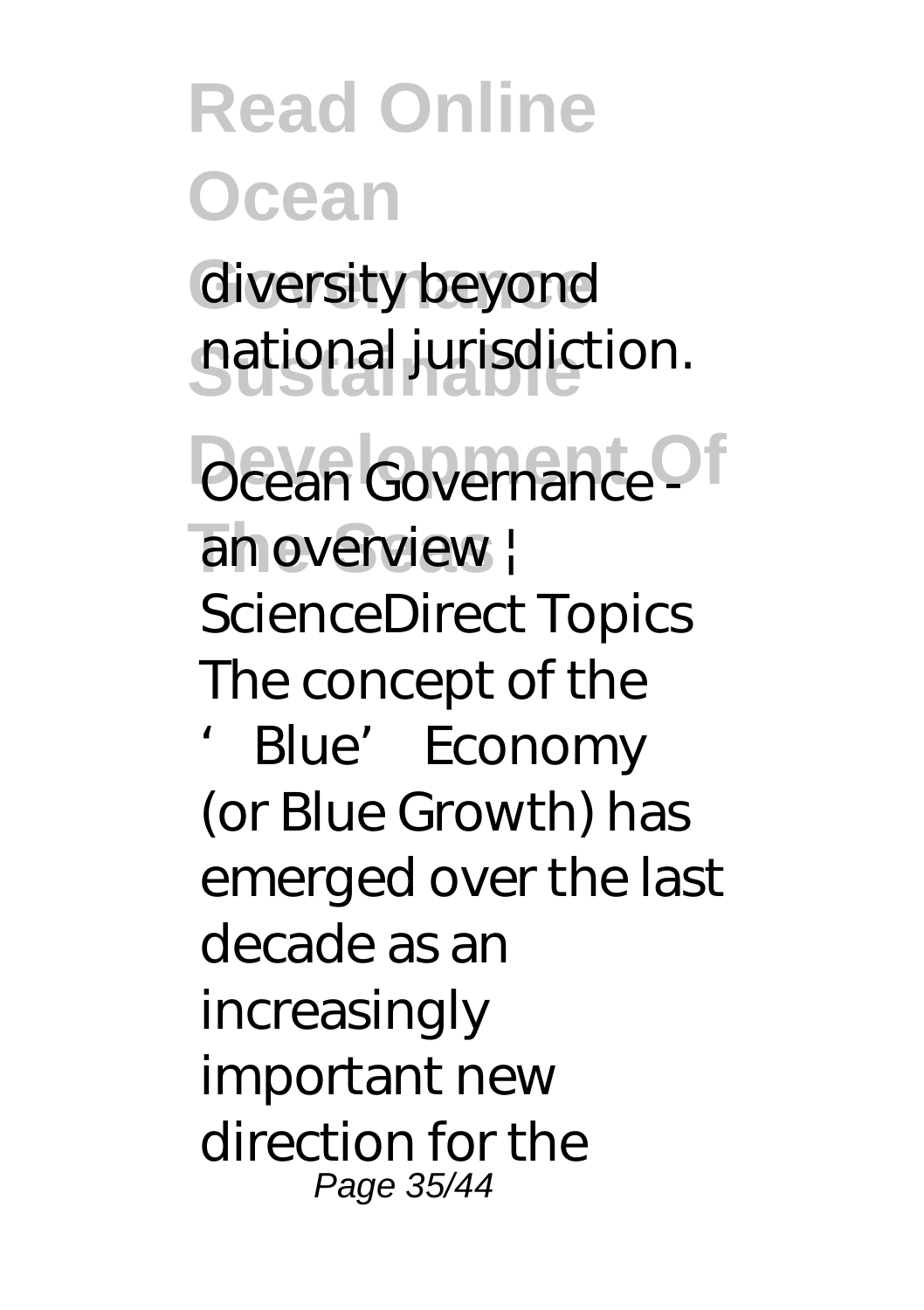diversity beyond national jurisdiction.

**Ocean Governance - an overview | ScienceDirect Topics**

The concept of the 'Blue' Economy (or Blue Growth) has emerged over the last decade as an increasingly important new direction for the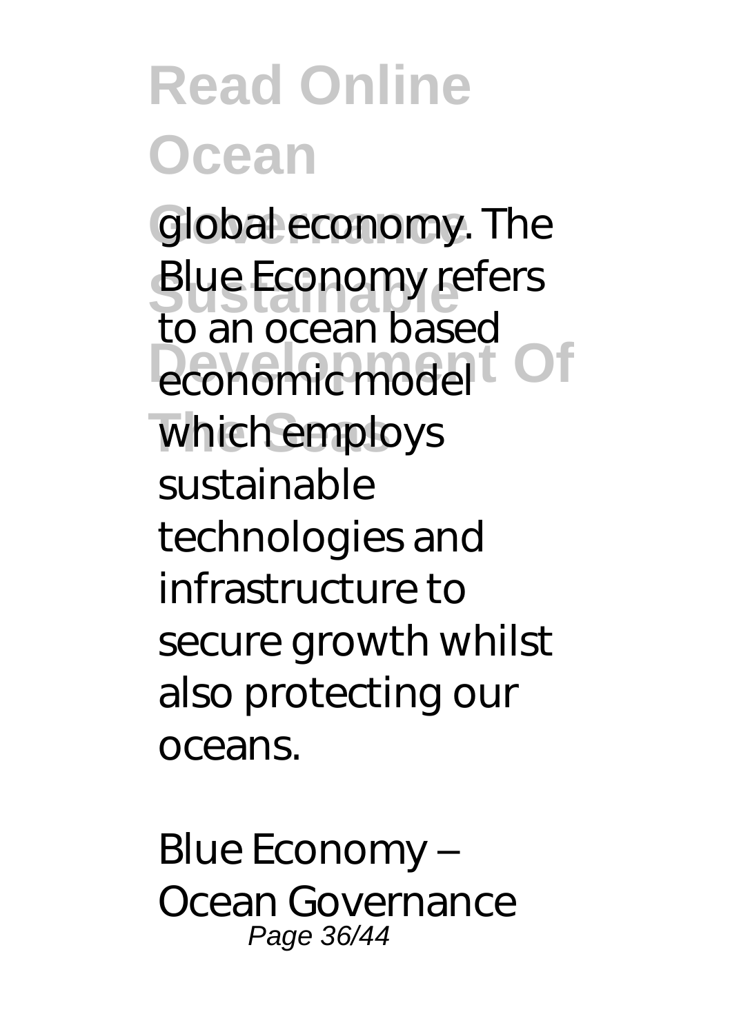global economy. The Blue Economy refers to an ocean based economic model which employs sustainable technologies and infrastructure to secure growth whilst also protecting our oceans.

*Blue Economy – Ocean Governance*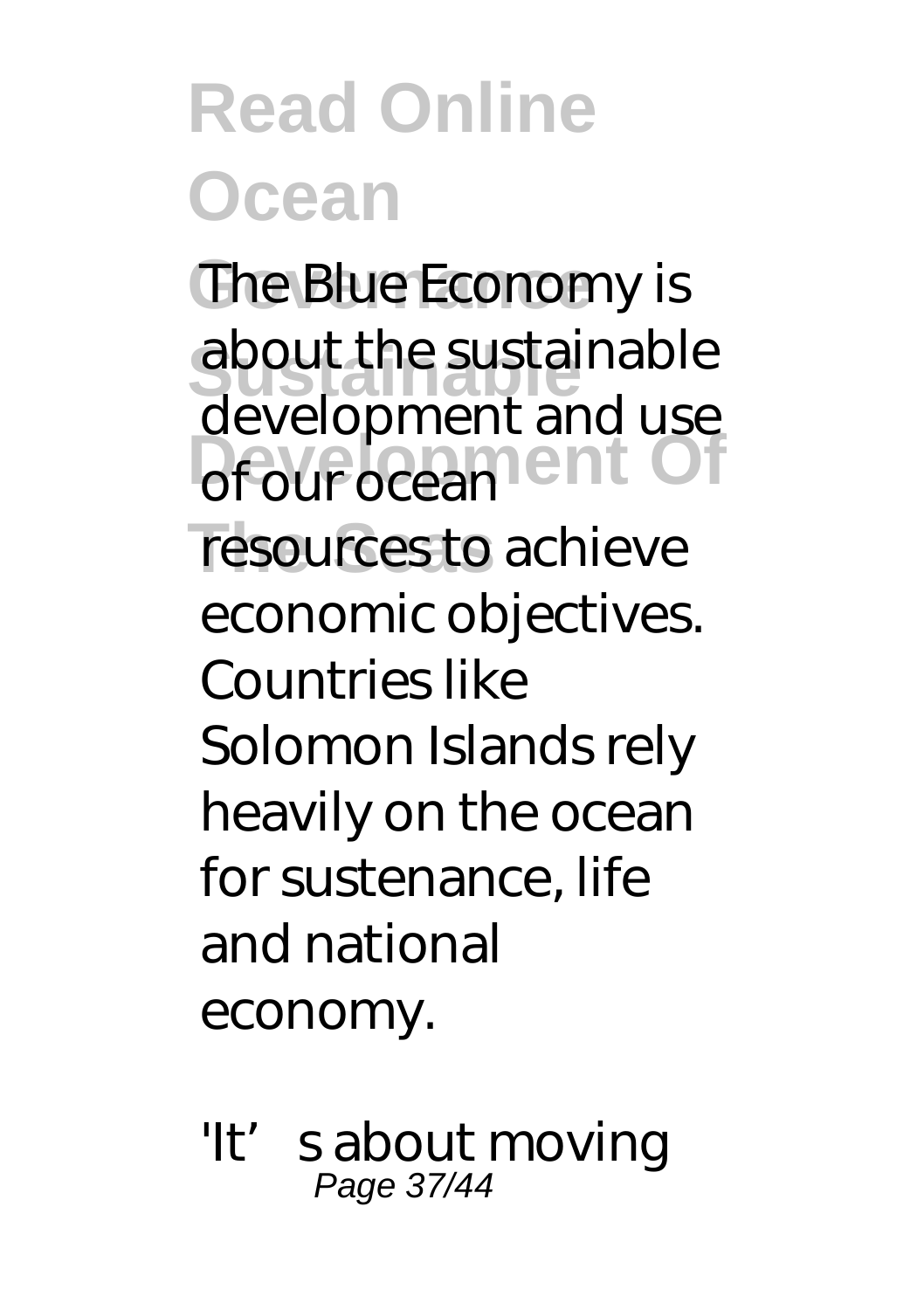The Blue Economy is about the sustainable development and use of our ocean resources to achieve economic objectives. Countries like Solomon Islands rely heavily on the ocean for sustenance, life and national economy.

'It's about moving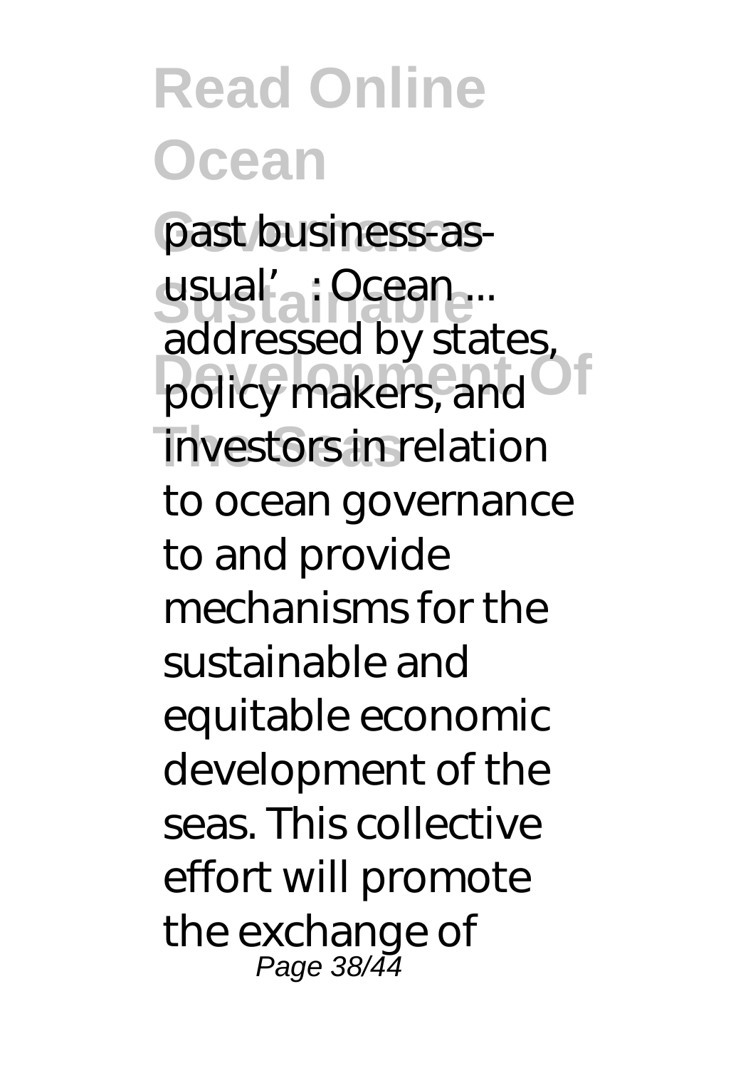past business-as-usual' : Ocean ...
addressed by states, policy makers, and investors in relation to ocean governance to and provide mechanisms for the sustainable and equitable economic development of the seas. This collective effort will promote the exchange of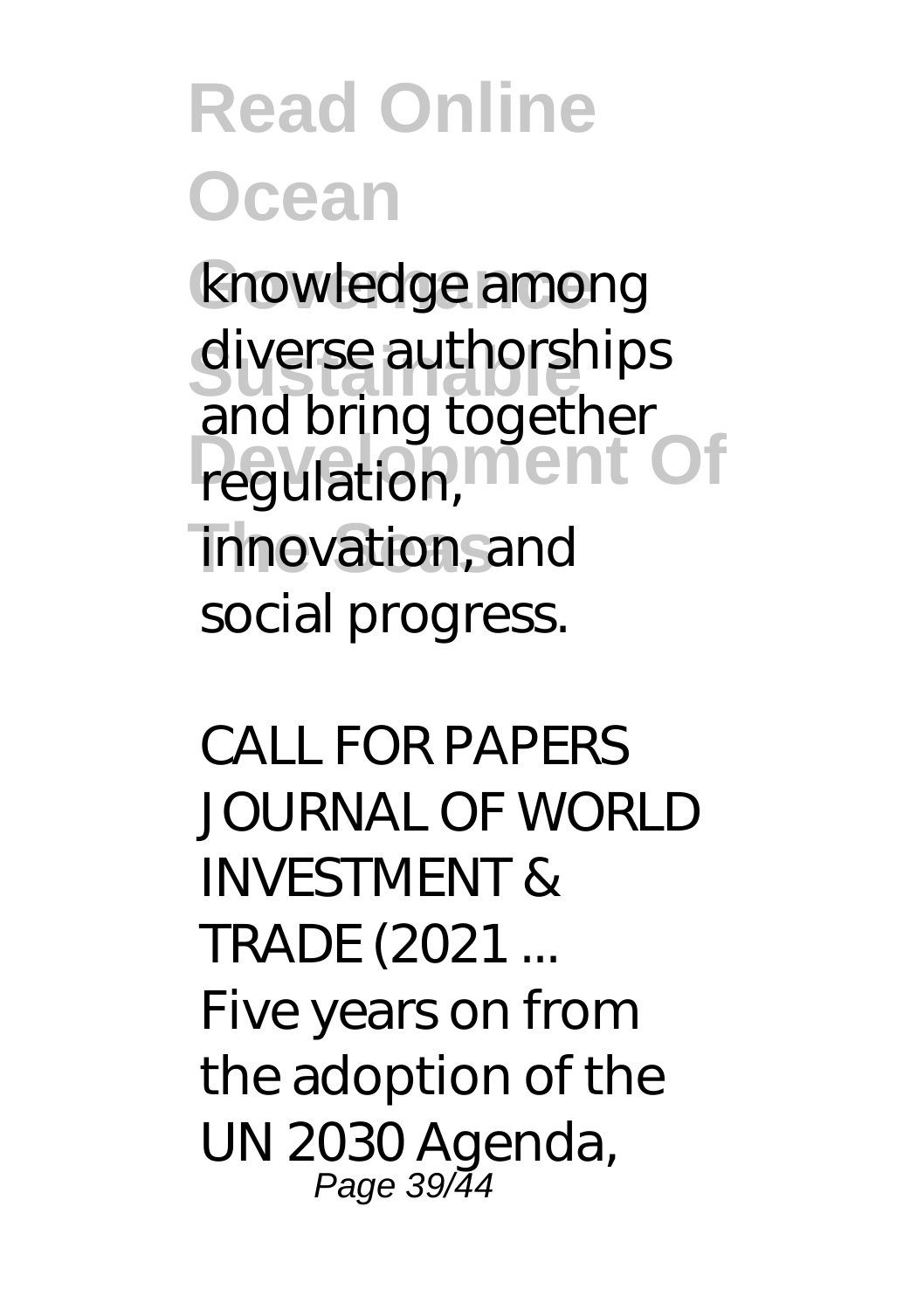knowledge among diverse authorships and bring together regulation, innovation, and social progress.

*CALL FOR PAPERS JOURNAL OF WORLD INVESTMENT & TRADE (2021 ...*

Five years on from the adoption of the UN 2030 Agenda,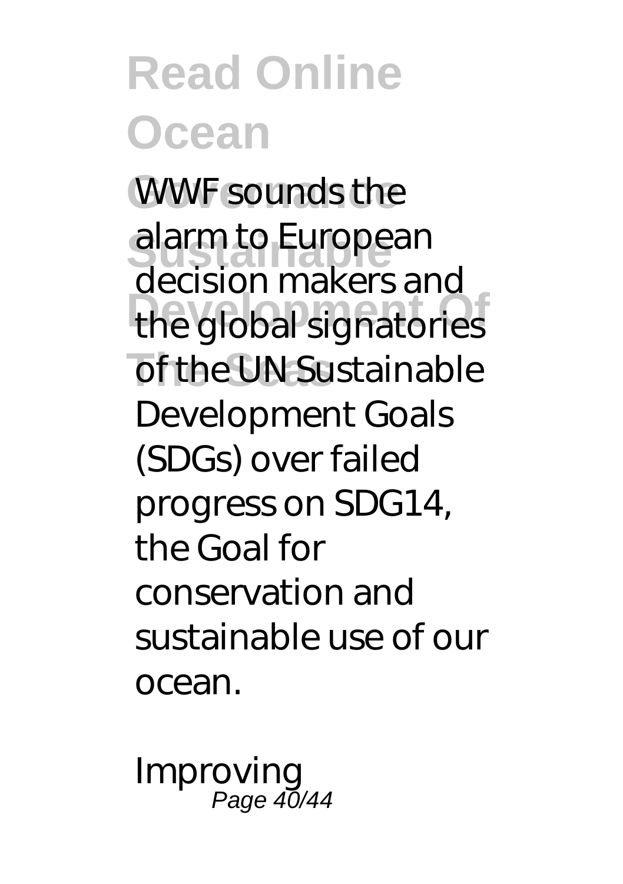WWF sounds the alarm to European decision makers and the global signatories of the UN Sustainable Development Goals (SDGs) over failed progress on SDG14, the Goal for conservation and sustainable use of our ocean.

Improving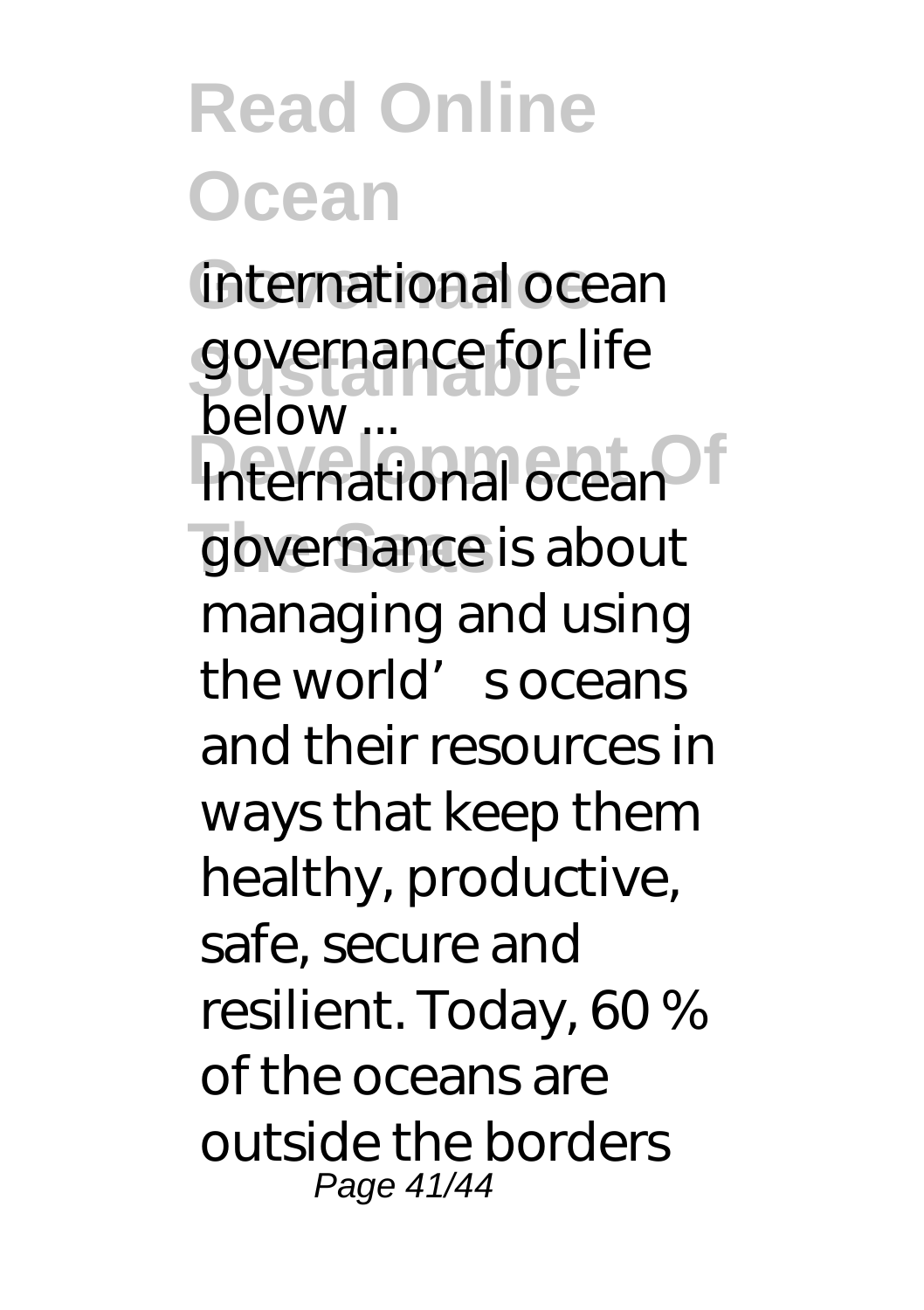international ocean governance for life below ...

International ocean governance is about managing and using the world's oceans and their resources in ways that keep them healthy, productive, safe, secure and resilient. Today, 60 % of the oceans are outside the borders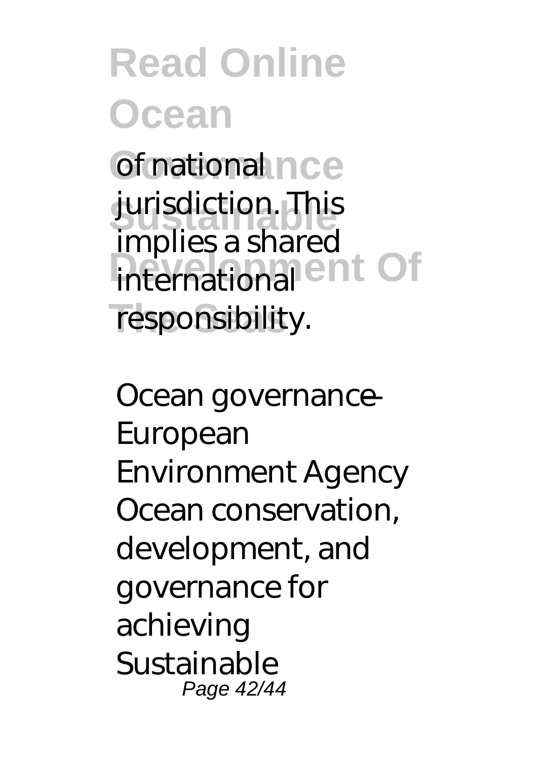of national jurisdiction. This implies a shared international responsibility.

Ocean governance — European Environment Agency
Ocean conservation, development, and governance for achieving Sustainable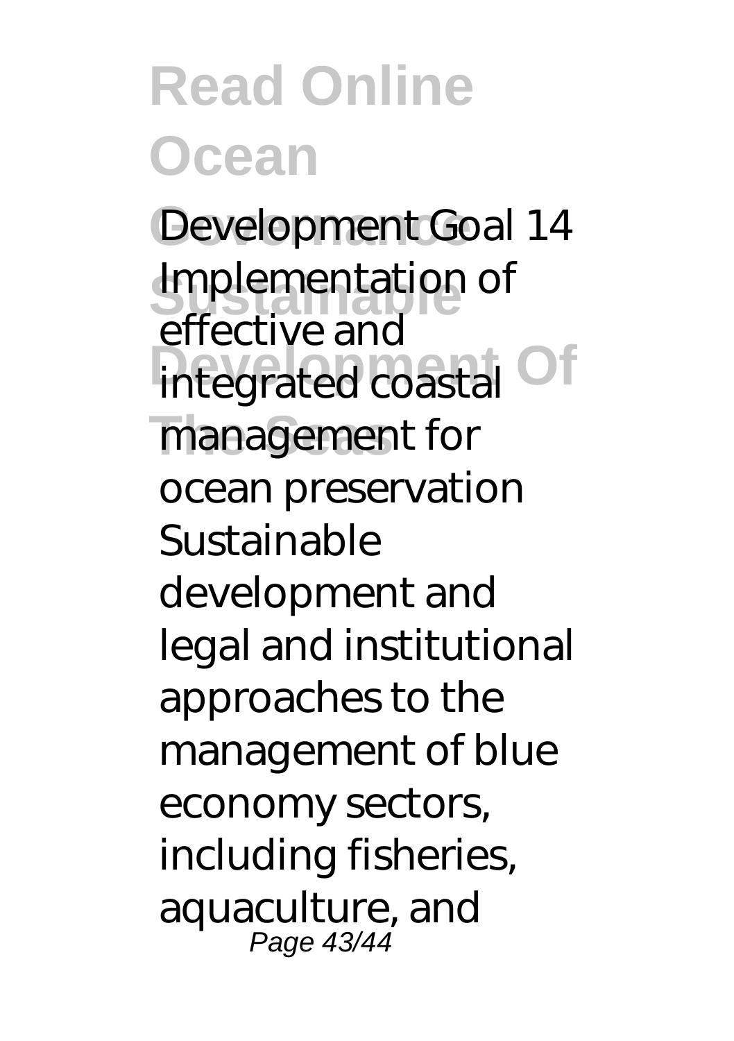Development Goal 14 Implementation of effective and integrated coastal management for ocean preservation Sustainable development and legal and institutional approaches to the management of blue economy sectors, including fisheries, aquaculture, and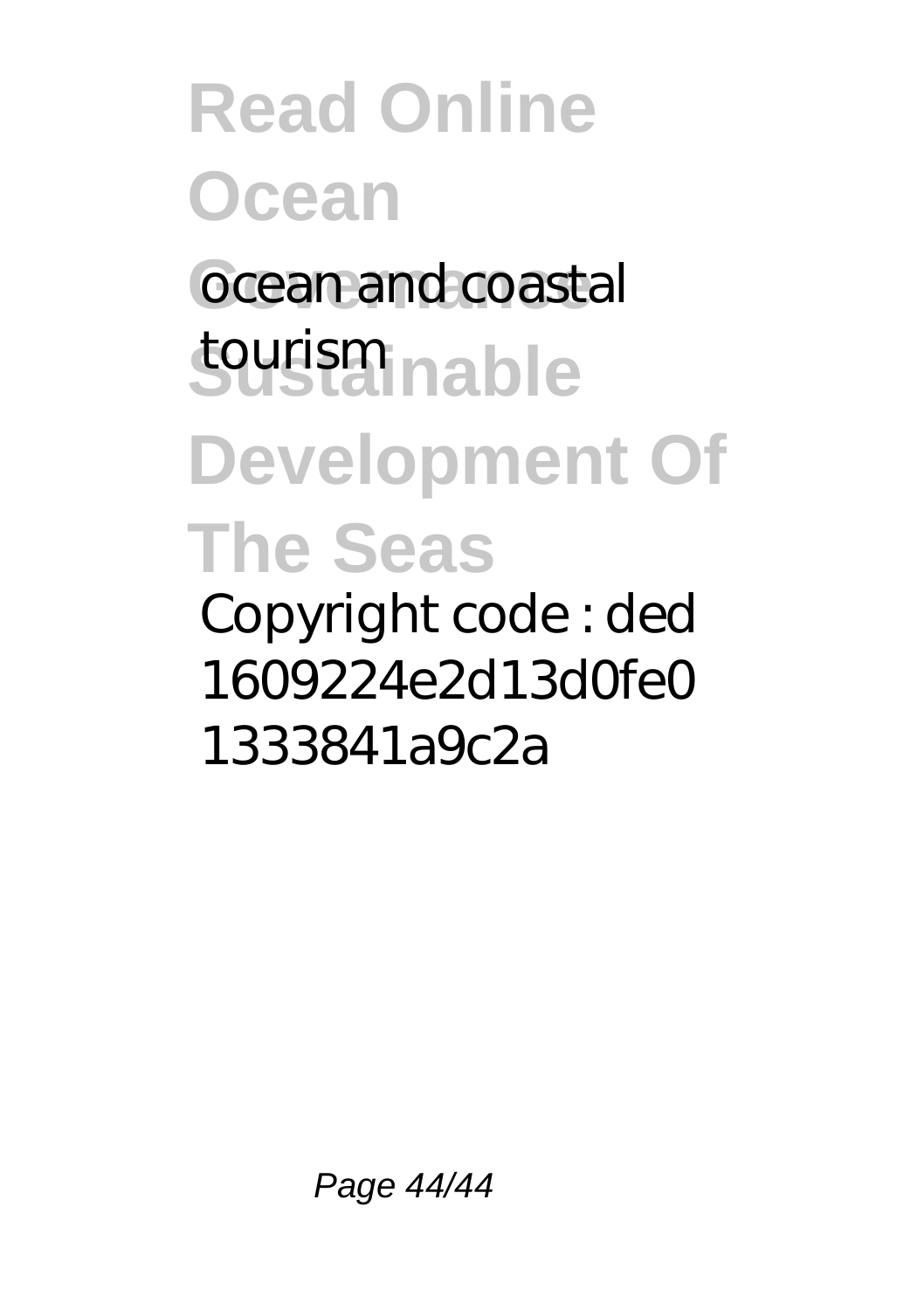ocean and coastal tourism

Copyright code : ded1609224e2d13d0fe01333841a9c2a